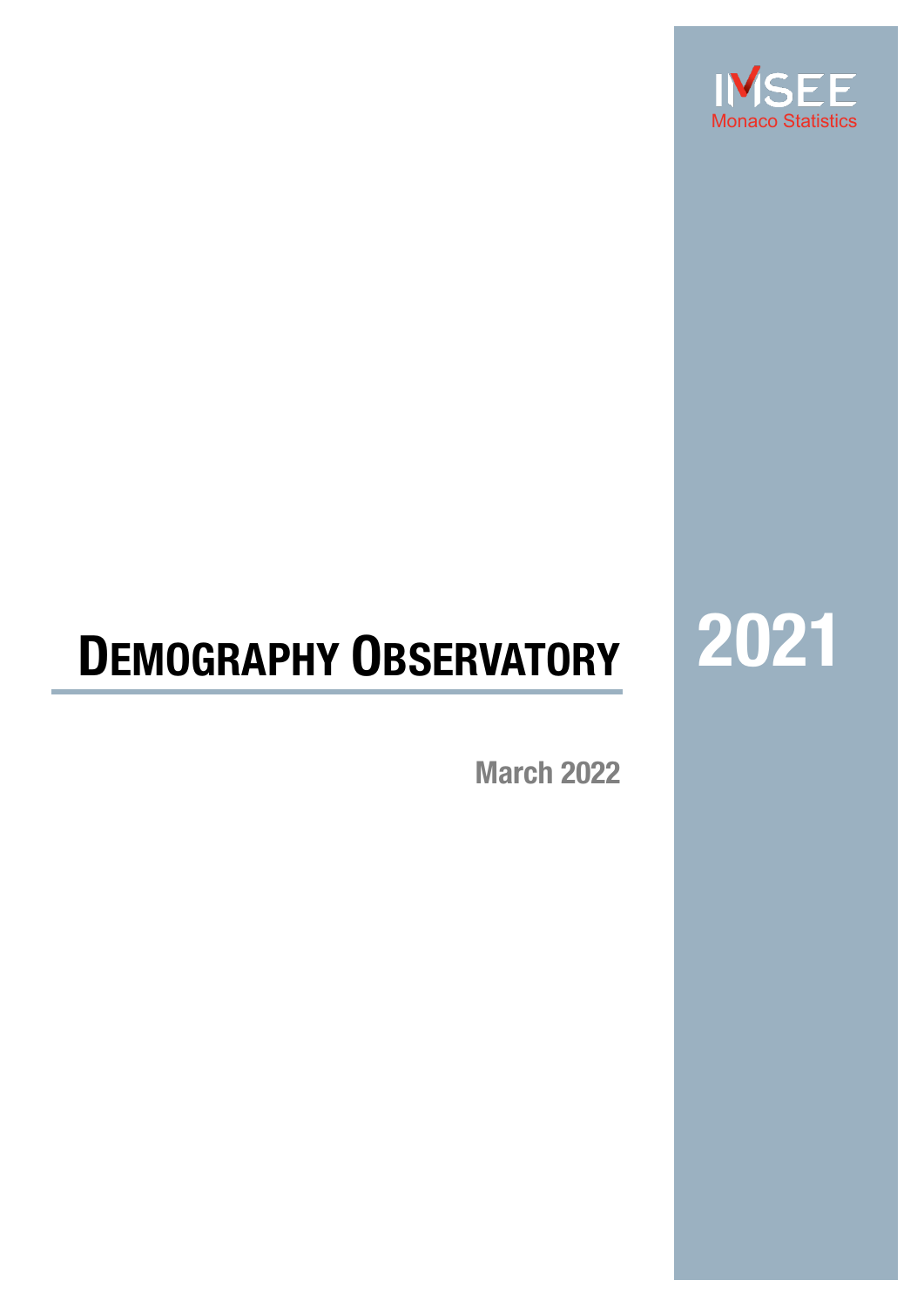IMSEE
Monaco Statistics

# DEMOGRAPHY OBSERVATORY

# 2021

**March 2022**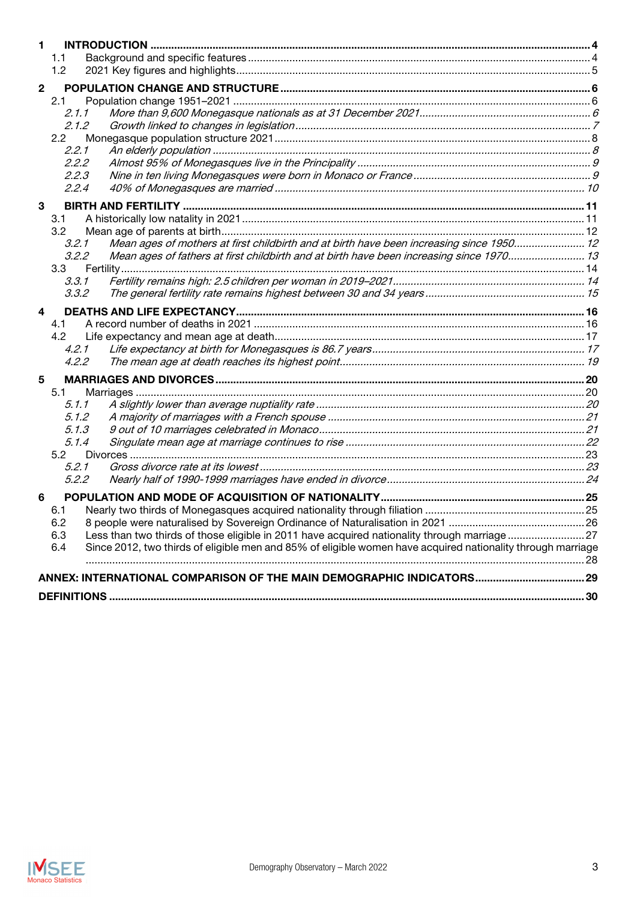**1 INTRODUCTION** .......... 4

- 1.1 Background and specific features .......... 4
- 1.2 2021 Key figures and highlights .......... 5

**2 POPULATION CHANGE AND STRUCTURE** .......... 6

- 2.1 Population change 1951–2021 .......... 6
  - *2.1.1 More than 9,600 Monegasque nationals as at 31 December 2021* .......... 6
  - *2.1.2 Growth linked to changes in legislation* .......... 7
- 2.2 Monegasque population structure 2021 .......... 8
  - *2.2.1 An elderly population* .......... 8
  - *2.2.2 Almost 95% of Monegasques live in the Principality* .......... 9
  - *2.2.3 Nine in ten living Monegasques were born in Monaco or France* .......... 9
  - *2.2.4 40% of Monegasques are married* .......... 10

**3 BIRTH AND FERTILITY** .......... 11

- 3.1 A historically low natality in 2021 .......... 11
- 3.2 Mean age of parents at birth .......... 12
  - *3.2.1 Mean ages of mothers at first childbirth and at birth have been increasing since 1950* .......... 12
  - *3.2.2 Mean ages of fathers at first childbirth and at birth have been increasing since 1970* .......... 13
- 3.3 Fertility .......... 14
  - *3.3.1 Fertility remains high: 2.5 children per woman in 2019–2021* .......... 14
  - *3.3.2 The general fertility rate remains highest between 30 and 34 years* .......... 15

**4 DEATHS AND LIFE EXPECTANCY** .......... 16

- 4.1 A record number of deaths in 2021 .......... 16
- 4.2 Life expectancy and mean age at death .......... 17
  - *4.2.1 Life expectancy at birth for Monegasques is 86.7 years* .......... 17
  - *4.2.2 The mean age at death reaches its highest point* .......... 19

**5 MARRIAGES AND DIVORCES** .......... 20

- 5.1 Marriages .......... 20
  - *5.1.1 A slightly lower than average nuptiality rate* .......... 20
  - *5.1.2 A majority of marriages with a French spouse* .......... 21
  - *5.1.3 9 out of 10 marriages celebrated in Monaco* .......... 21
  - *5.1.4 Singulate mean age at marriage continues to rise* .......... 22
- 5.2 Divorces .......... 23
  - *5.2.1 Gross divorce rate at its lowest* .......... 23
  - *5.2.2 Nearly half of 1990-1999 marriages have ended in divorce* .......... 24

**6 POPULATION AND MODE OF ACQUISITION OF NATIONALITY** .......... 25

- 6.1 Nearly two thirds of Monegasques acquired nationality through filiation .......... 25
- 6.2 8 people were naturalised by Sovereign Ordinance of Naturalisation in 2021 .......... 26
- 6.3 Less than two thirds of those eligible in 2011 have acquired nationality through marriage .......... 27
- 6.4 Since 2012, two thirds of eligible men and 85% of eligible women have acquired nationality through marriage .......... 28

**ANNEX: INTERNATIONAL COMPARISON OF THE MAIN DEMOGRAPHIC INDICATORS** .......... 29

**DEFINITIONS** .......... 30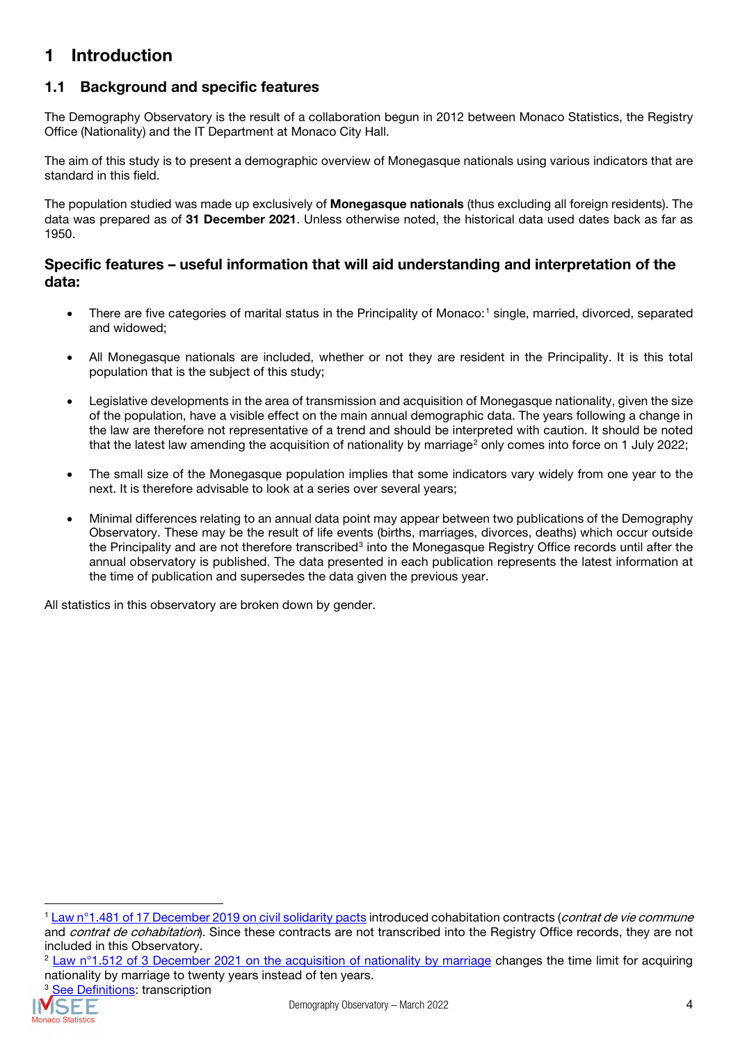# 1 Introduction

## 1.1 Background and specific features

The Demography Observatory is the result of a collaboration begun in 2012 between Monaco Statistics, the Registry Office (Nationality) and the IT Department at Monaco City Hall.

The aim of this study is to present a demographic overview of Monegasque nationals using various indicators that are standard in this field.

The population studied was made up exclusively of **Monegasque nationals** (thus excluding all foreign residents). The data was prepared as of **31 December 2021**. Unless otherwise noted, the historical data used dates back as far as 1950.

### Specific features – useful information that will aid understanding and interpretation of the data:

- There are five categories of marital status in the Principality of Monaco:[1] single, married, divorced, separated and widowed;
- All Monegasque nationals are included, whether or not they are resident in the Principality. It is this total population that is the subject of this study;
- Legislative developments in the area of transmission and acquisition of Monegasque nationality, given the size of the population, have a visible effect on the main annual demographic data. The years following a change in the law are therefore not representative of a trend and should be interpreted with caution. It should be noted that the latest law amending the acquisition of nationality by marriage[2] only comes into force on 1 July 2022;
- The small size of the Monegasque population implies that some indicators vary widely from one year to the next. It is therefore advisable to look at a series over several years;
- Minimal differences relating to an annual data point may appear between two publications of the Demography Observatory. These may be the result of life events (births, marriages, divorces, deaths) which occur outside the Principality and are not therefore transcribed[3] into the Monegasque Registry Office records until after the annual observatory is published. The data presented in each publication represents the latest information at the time of publication and supersedes the data given the previous year.

All statistics in this observatory are broken down by gender.

---

[1] Law n°1.481 of 17 December 2019 on civil solidarity pacts introduced cohabitation contracts (*contrat de vie commune* and *contrat de cohabitation*). Since these contracts are not transcribed into the Registry Office records, they are not included in this Observatory.

[2] Law n°1.512 of 3 December 2021 on the acquisition of nationality by marriage changes the time limit for acquiring nationality by marriage to twenty years instead of ten years.

[3] See Definitions: transcription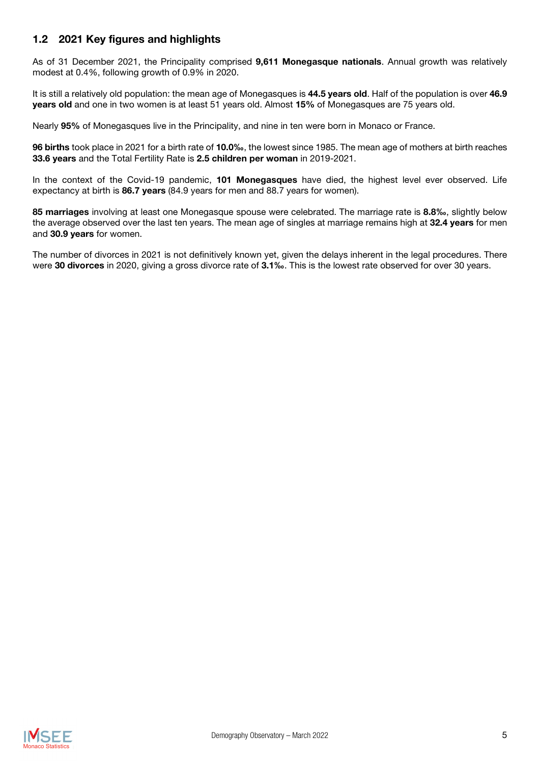## 1.2 2021 Key figures and highlights

As of 31 December 2021, the Principality comprised **9,611 Monegasque nationals**. Annual growth was relatively modest at 0.4%, following growth of 0.9% in 2020.

It is still a relatively old population: the mean age of Monegasques is **44.5 years old**. Half of the population is over **46.9 years old** and one in two women is at least 51 years old. Almost **15%** of Monegasques are 75 years old.

Nearly **95%** of Monegasques live in the Principality, and nine in ten were born in Monaco or France.

**96 births** took place in 2021 for a birth rate of **10.0‰**, the lowest since 1985. The mean age of mothers at birth reaches **33.6 years** and the Total Fertility Rate is **2.5 children per woman** in 2019-2021.

In the context of the Covid-19 pandemic, **101 Monegasques** have died, the highest level ever observed. Life expectancy at birth is **86.7 years** (84.9 years for men and 88.7 years for women).

**85 marriages** involving at least one Monegasque spouse were celebrated. The marriage rate is **8.8‰**, slightly below the average observed over the last ten years. The mean age of singles at marriage remains high at **32.4 years** for men and **30.9 years** for women.

The number of divorces in 2021 is not definitively known yet, given the delays inherent in the legal procedures. There were **30 divorces** in 2020, giving a gross divorce rate of **3.1‰**. This is the lowest rate observed for over 30 years.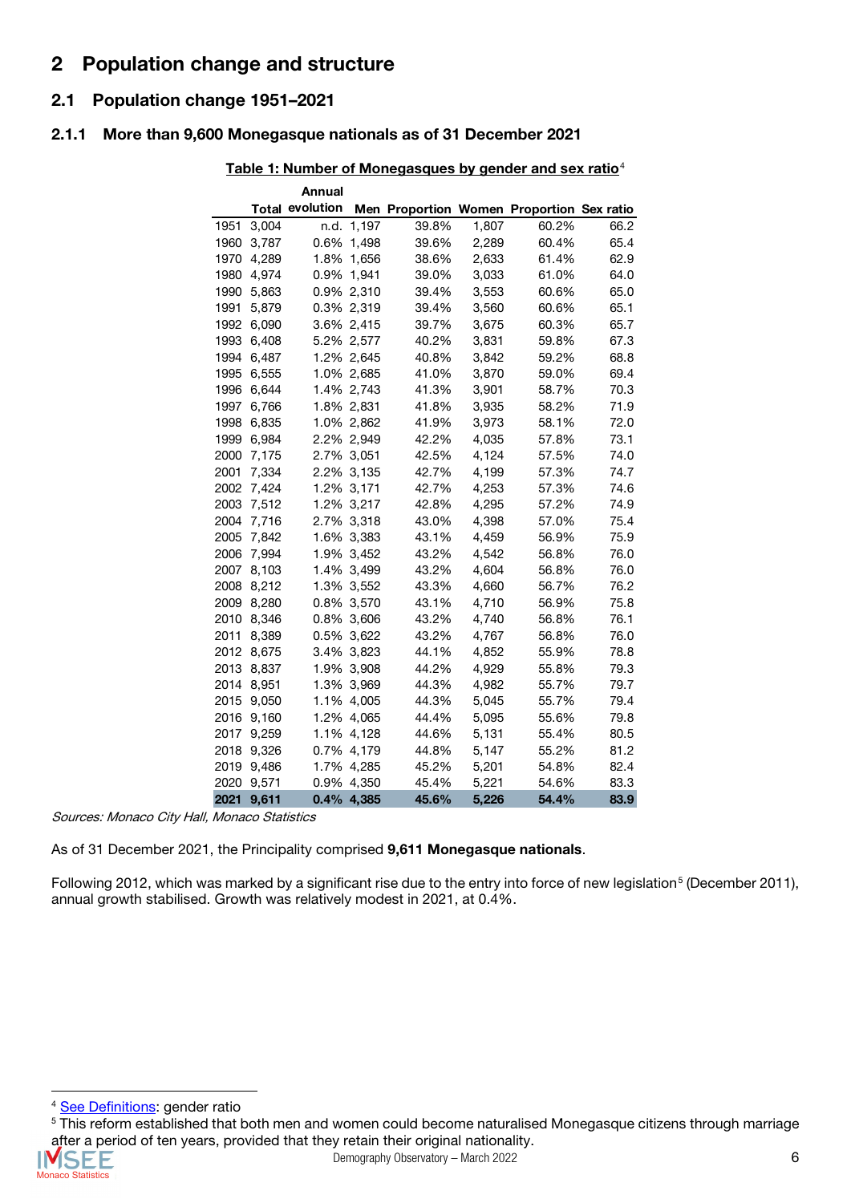## 2 Population change and structure

### 2.1 Population change 1951–2021

#### 2.1.1 More than 9,600 Monegasque nationals as of 31 December 2021

**Table 1: Number of Monegasques by gender and sex ratio**[4]

| | Total | Annual evolution | Men | Proportion | Women | Proportion | Sex ratio |
|---|---|---|---|---|---|---|---|
| 1951 | 3,004 | n.d. | 1,197 | 39.8% | 1,807 | 60.2% | 66.2 |
| 1960 | 3,787 | 0.6% | 1,498 | 39.6% | 2,289 | 60.4% | 65.4 |
| 1970 | 4,289 | 1.8% | 1,656 | 38.6% | 2,633 | 61.4% | 62.9 |
| 1980 | 4,974 | 0.9% | 1,941 | 39.0% | 3,033 | 61.0% | 64.0 |
| 1990 | 5,863 | 0.9% | 2,310 | 39.4% | 3,553 | 60.6% | 65.0 |
| 1991 | 5,879 | 0.3% | 2,319 | 39.4% | 3,560 | 60.6% | 65.1 |
| 1992 | 6,090 | 3.6% | 2,415 | 39.7% | 3,675 | 60.3% | 65.7 |
| 1993 | 6,408 | 5.2% | 2,577 | 40.2% | 3,831 | 59.8% | 67.3 |
| 1994 | 6,487 | 1.2% | 2,645 | 40.8% | 3,842 | 59.2% | 68.8 |
| 1995 | 6,555 | 1.0% | 2,685 | 41.0% | 3,870 | 59.0% | 69.4 |
| 1996 | 6,644 | 1.4% | 2,743 | 41.3% | 3,901 | 58.7% | 70.3 |
| 1997 | 6,766 | 1.8% | 2,831 | 41.8% | 3,935 | 58.2% | 71.9 |
| 1998 | 6,835 | 1.0% | 2,862 | 41.9% | 3,973 | 58.1% | 72.0 |
| 1999 | 6,984 | 2.2% | 2,949 | 42.2% | 4,035 | 57.8% | 73.1 |
| 2000 | 7,175 | 2.7% | 3,051 | 42.5% | 4,124 | 57.5% | 74.0 |
| 2001 | 7,334 | 2.2% | 3,135 | 42.7% | 4,199 | 57.3% | 74.7 |
| 2002 | 7,424 | 1.2% | 3,171 | 42.7% | 4,253 | 57.3% | 74.6 |
| 2003 | 7,512 | 1.2% | 3,217 | 42.8% | 4,295 | 57.2% | 74.9 |
| 2004 | 7,716 | 2.7% | 3,318 | 43.0% | 4,398 | 57.0% | 75.4 |
| 2005 | 7,842 | 1.6% | 3,383 | 43.1% | 4,459 | 56.9% | 75.9 |
| 2006 | 7,994 | 1.9% | 3,452 | 43.2% | 4,542 | 56.8% | 76.0 |
| 2007 | 8,103 | 1.4% | 3,499 | 43.2% | 4,604 | 56.8% | 76.0 |
| 2008 | 8,212 | 1.3% | 3,552 | 43.3% | 4,660 | 56.7% | 76.2 |
| 2009 | 8,280 | 0.8% | 3,570 | 43.1% | 4,710 | 56.9% | 75.8 |
| 2010 | 8,346 | 0.8% | 3,606 | 43.2% | 4,740 | 56.8% | 76.1 |
| 2011 | 8,389 | 0.5% | 3,622 | 43.2% | 4,767 | 56.8% | 76.0 |
| 2012 | 8,675 | 3.4% | 3,823 | 44.1% | 4,852 | 55.9% | 78.8 |
| 2013 | 8,837 | 1.9% | 3,908 | 44.2% | 4,929 | 55.8% | 79.3 |
| 2014 | 8,951 | 1.3% | 3,969 | 44.3% | 4,982 | 55.7% | 79.7 |
| 2015 | 9,050 | 1.1% | 4,005 | 44.3% | 5,045 | 55.7% | 79.4 |
| 2016 | 9,160 | 1.2% | 4,065 | 44.4% | 5,095 | 55.6% | 79.8 |
| 2017 | 9,259 | 1.1% | 4,128 | 44.6% | 5,131 | 55.4% | 80.5 |
| 2018 | 9,326 | 0.7% | 4,179 | 44.8% | 5,147 | 55.2% | 81.2 |
| 2019 | 9,486 | 1.7% | 4,285 | 45.2% | 5,201 | 54.8% | 82.4 |
| 2020 | 9,571 | 0.9% | 4,350 | 45.4% | 5,221 | 54.6% | 83.3 |
| **2021** | **9,611** | **0.4%** | **4,385** | **45.6%** | **5,226** | **54.4%** | **83.9** |

*Sources: Monaco City Hall, Monaco Statistics*

As of 31 December 2021, the Principality comprised **9,611 Monegasque nationals**.

Following 2012, which was marked by a significant rise due to the entry into force of new legislation[5] (December 2011), annual growth stabilised. Growth was relatively modest in 2021, at 0.4%.

[4] See Definitions: gender ratio

[5] This reform established that both men and women could become naturalised Monegasque citizens through marriage after a period of ten years, provided that they retain their original nationality.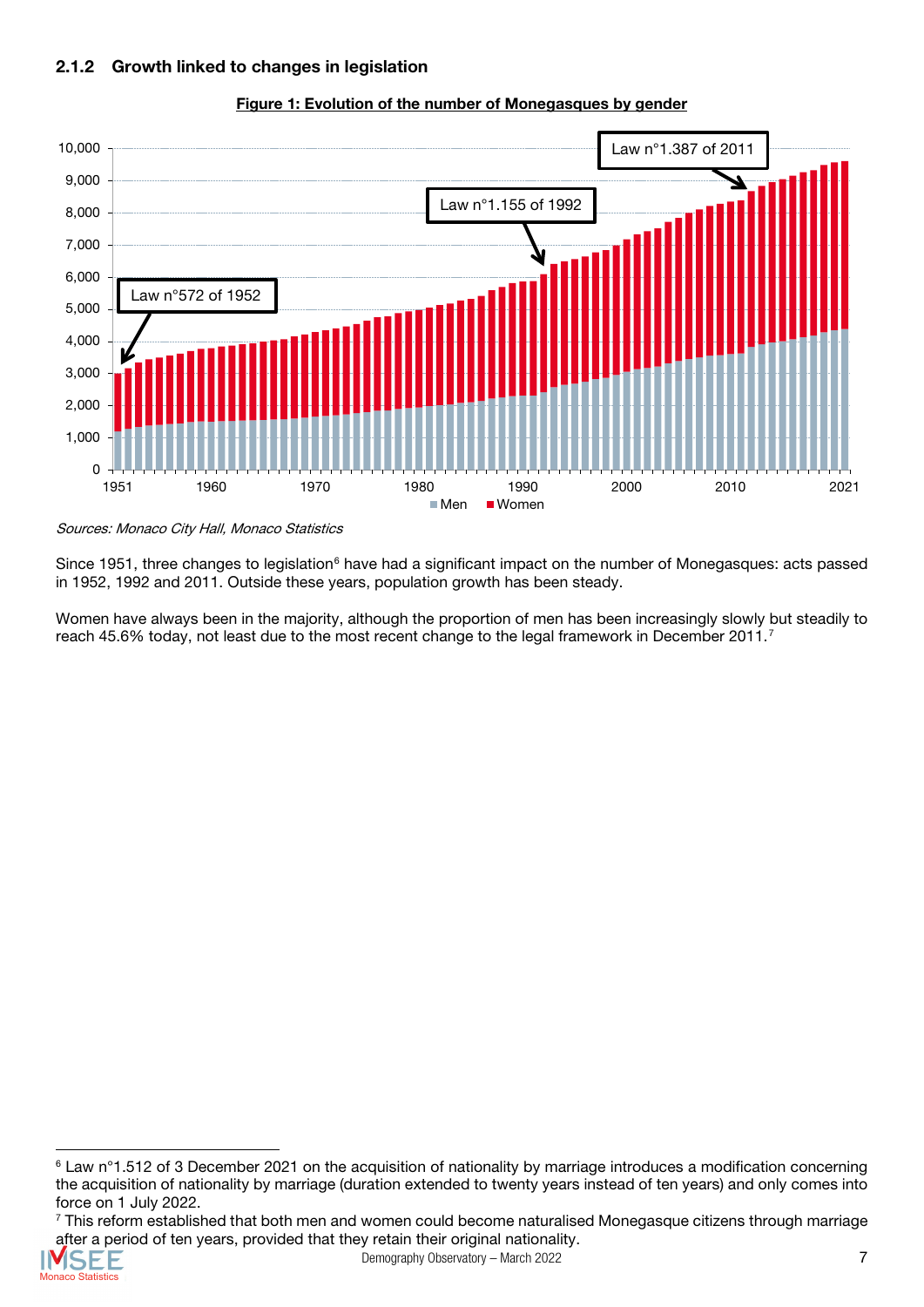### 2.1.2 Growth linked to changes in legislation

**Figure 1: Evolution of the number of Monegasques by gender**

*Sources: Monaco City Hall, Monaco Statistics*

Since 1951, three changes to legislation[6] have had a significant impact on the number of Monegasques: acts passed in 1952, 1992 and 2011. Outside these years, population growth has been steady.

Women have always been in the majority, although the proportion of men has been increasingly slowly but steadily to reach 45.6% today, not least due to the most recent change to the legal framework in December 2011.[7]

---

[6] Law n°1.512 of 3 December 2021 on the acquisition of nationality by marriage introduces a modification concerning the acquisition of nationality by marriage (duration extended to twenty years instead of ten years) and only comes into force on 1 July 2022.

[7] This reform established that both men and women could become naturalised Monegasque citizens through marriage after a period of ten years, provided that they retain their original nationality.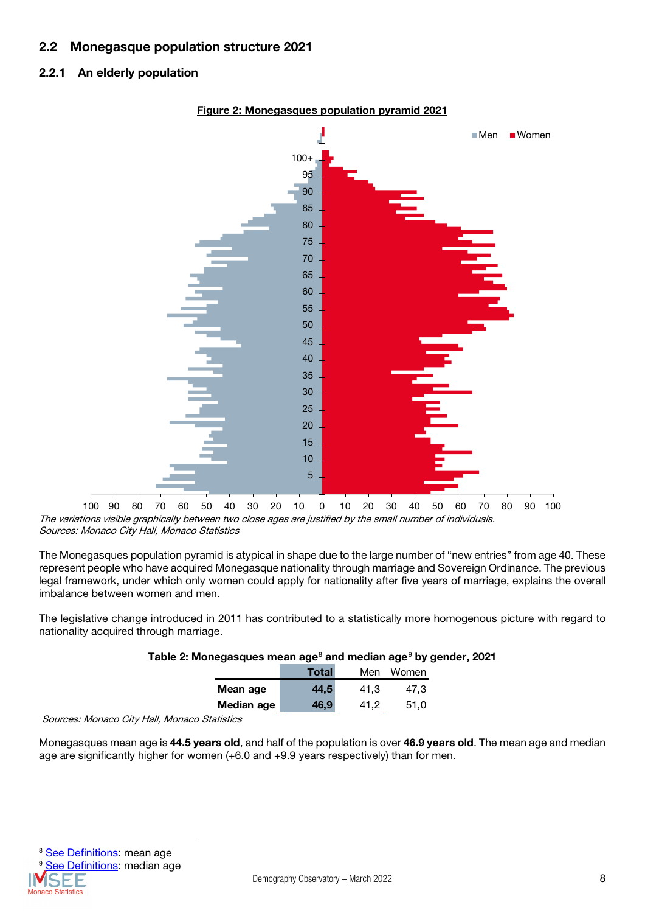## 2.2 Monegasque population structure 2021

### 2.2.1 An elderly population

**Figure 2: Monegasques population pyramid 2021**

*The variations visible graphically between two close ages are justified by the small number of individuals.*
*Sources: Monaco City Hall, Monaco Statistics*

The Monegasques population pyramid is atypical in shape due to the large number of "new entries" from age 40. These represent people who have acquired Monegasque nationality through marriage and Sovereign Ordinance. The previous legal framework, under which only women could apply for nationality after five years of marriage, explains the overall imbalance between women and men.

The legislative change introduced in 2011 has contributed to a statistically more homogenous picture with regard to nationality acquired through marriage.

**Table 2: Monegasques mean age[8] and median age[9] by gender, 2021**

| | Total | Men | Women |
|---|---|---|---|
| **Mean age** | **44,5** | 41,3 | 47,3 |
| **Median age** | **46,9** | 41,2 | 51,0 |

*Sources: Monaco City Hall, Monaco Statistics*

Monegasques mean age is **44.5 years old**, and half of the population is over **46.9 years old**. The mean age and median age are significantly higher for women (+6.0 and +9.9 years respectively) than for men.

[8] See Definitions: mean age
[9] See Definitions: median age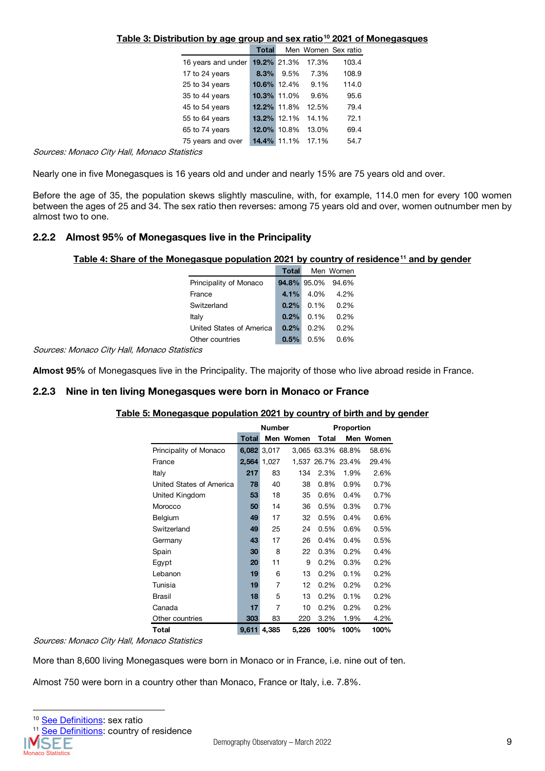**Table 3: Distribution by age group and sex ratio[10] 2021 of Monegasques**

| | Total | Men | Women | Sex ratio |
|---|---|---|---|---|
| 16 years and under | **19.2%** | 21.3% | 17.3% | 103.4 |
| 17 to 24 years | **8.3%** | 9.5% | 7.3% | 108.9 |
| 25 to 34 years | **10.6%** | 12.4% | 9.1% | 114.0 |
| 35 to 44 years | **10.3%** | 11.0% | 9.6% | 95.6 |
| 45 to 54 years | **12.2%** | 11.8% | 12.5% | 79.4 |
| 55 to 64 years | **13.2%** | 12.1% | 14.1% | 72.1 |
| 65 to 74 years | **12.0%** | 10.8% | 13.0% | 69.4 |
| 75 years and over | **14.4%** | 11.1% | 17.1% | 54.7 |

*Sources: Monaco City Hall, Monaco Statistics*

Nearly one in five Monegasques is 16 years old and under and nearly 15% are 75 years old and over.

Before the age of 35, the population skews slightly masculine, with, for example, 114.0 men for every 100 women between the ages of 25 and 34. The sex ratio then reverses: among 75 years old and over, women outnumber men by almost two to one.

### 2.2.2 Almost 95% of Monegasques live in the Principality

**Table 4: Share of the Monegasque population 2021 by country of residence[11] and by gender**

| | Total | Men | Women |
|---|---|---|---|
| Principality of Monaco | **94.8%** | 95.0% | 94.6% |
| France | **4.1%** | 4.0% | 4.2% |
| Switzerland | **0.2%** | 0.1% | 0.2% |
| Italy | **0.2%** | 0.1% | 0.2% |
| United States of America | **0.2%** | 0.2% | 0.2% |
| Other countries | **0.5%** | 0.5% | 0.6% |

*Sources: Monaco City Hall, Monaco Statistics*

**Almost 95%** of Monegasques live in the Principality. The majority of those who live abroad reside in France.

### 2.2.3 Nine in ten living Monegasques were born in Monaco or France

**Table 5: Monegasque population 2021 by country of birth and by gender**

| | Number | | | Proportion | | |
|---|---|---|---|---|---|---|
| | Total | Men | Women | Total | Men | Women |
| Principality of Monaco | **6,082** | 3,017 | 3,065 | 63.3% | 68.8% | 58.6% |
| France | **2,564** | 1,027 | 1,537 | 26.7% | 23.4% | 29.4% |
| Italy | **217** | 83 | 134 | 2.3% | 1.9% | 2.6% |
| United States of America | **78** | 40 | 38 | 0.8% | 0.9% | 0.7% |
| United Kingdom | **53** | 18 | 35 | 0.6% | 0.4% | 0.7% |
| Morocco | **50** | 14 | 36 | 0.5% | 0.3% | 0.7% |
| Belgium | **49** | 17 | 32 | 0.5% | 0.4% | 0.6% |
| Switzerland | **49** | 25 | 24 | 0.5% | 0.6% | 0.5% |
| Germany | **43** | 17 | 26 | 0.4% | 0.4% | 0.5% |
| Spain | **30** | 8 | 22 | 0.3% | 0.2% | 0.4% |
| Egypt | **20** | 11 | 9 | 0.2% | 0.3% | 0.2% |
| Lebanon | **19** | 6 | 13 | 0.2% | 0.1% | 0.2% |
| Tunisia | **19** | 7 | 12 | 0.2% | 0.2% | 0.2% |
| Brasil | **18** | 5 | 13 | 0.2% | 0.1% | 0.2% |
| Canada | **17** | 7 | 10 | 0.2% | 0.2% | 0.2% |
| Other countries | **303** | 83 | 220 | 3.2% | 1.9% | 4.2% |
| **Total** | **9,611** | **4,385** | **5,226** | **100%** | **100%** | **100%** |

*Sources: Monaco City Hall, Monaco Statistics*

More than 8,600 living Monegasques were born in Monaco or in France, i.e. nine out of ten.

Almost 750 were born in a country other than Monaco, France or Italy, i.e. 7.8%.

[10] See Definitions: sex ratio
[11] See Definitions: country of residence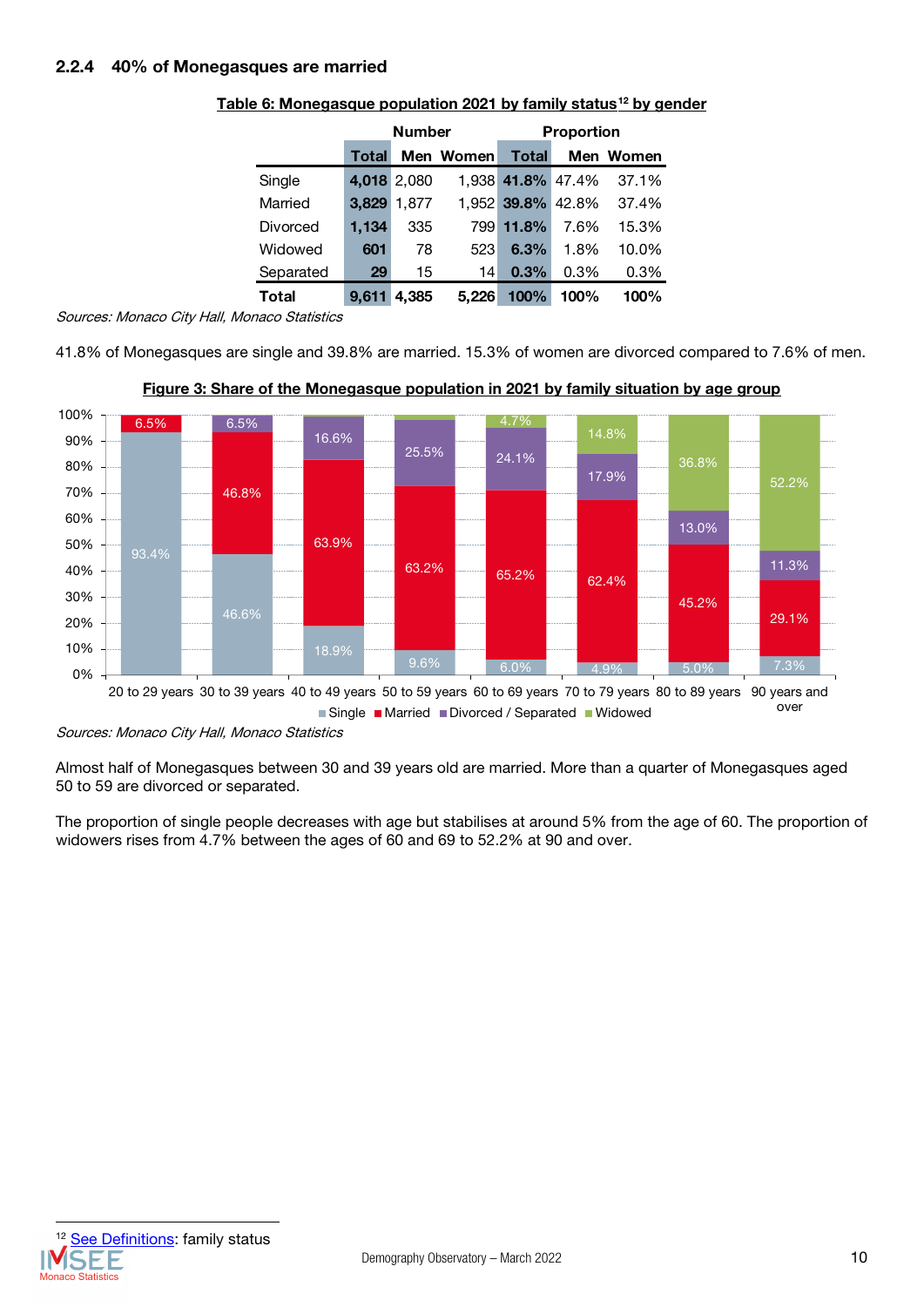### 2.2.4 40% of Monegasques are married

**Table 6: Monegasque population 2021 by family status[12] by gender**

| | Number | | | Proportion | | |
|---|---|---|---|---|---|---|
| | **Total** | **Men** | **Women** | **Total** | **Men** | **Women** |
| Single | **4,018** | 2,080 | 1,938 | **41.8%** | 47.4% | 37.1% |
| Married | **3,829** | 1,877 | 1,952 | **39.8%** | 42.8% | 37.4% |
| Divorced | **1,134** | 335 | 799 | **11.8%** | 7.6% | 15.3% |
| Widowed | **601** | 78 | 523 | **6.3%** | 1.8% | 10.0% |
| Separated | **29** | 15 | 14 | **0.3%** | 0.3% | 0.3% |
| **Total** | **9,611** | **4,385** | **5,226** | **100%** | **100%** | **100%** |

*Sources: Monaco City Hall, Monaco Statistics*

41.8% of Monegasques are single and 39.8% are married. 15.3% of women are divorced compared to 7.6% of men.

**Figure 3: Share of the Monegasque population in 2021 by family situation by age group**

| | Single | Married | Divorced / Separated | Widowed |
|---|---|---|---|---|
| 20 to 29 years | 93.4% | 6.5% | | |
| 30 to 39 years | 46.6% | 46.8% | 6.5% | |
| 40 to 49 years | 18.9% | 63.9% | 16.6% | |
| 50 to 59 years | 9.6% | 63.2% | 25.5% | |
| 60 to 69 years | 6.0% | 65.2% | 24.1% | 4.7% |
| 70 to 79 years | 4.9% | 62.4% | 17.9% | 14.8% |
| 80 to 89 years | 5.0% | 45.2% | 13.0% | 36.8% |
| 90 years and over | 7.3% | 29.1% | 11.3% | 52.2% |

*Sources: Monaco City Hall, Monaco Statistics*

Almost half of Monegasques between 30 and 39 years old are married. More than a quarter of Monegasques aged 50 to 59 are divorced or separated.

The proportion of single people decreases with age but stabilises at around 5% from the age of 60. The proportion of widowers rises from 4.7% between the ages of 60 and 69 to 52.2% at 90 and over.

[12] See Definitions: family status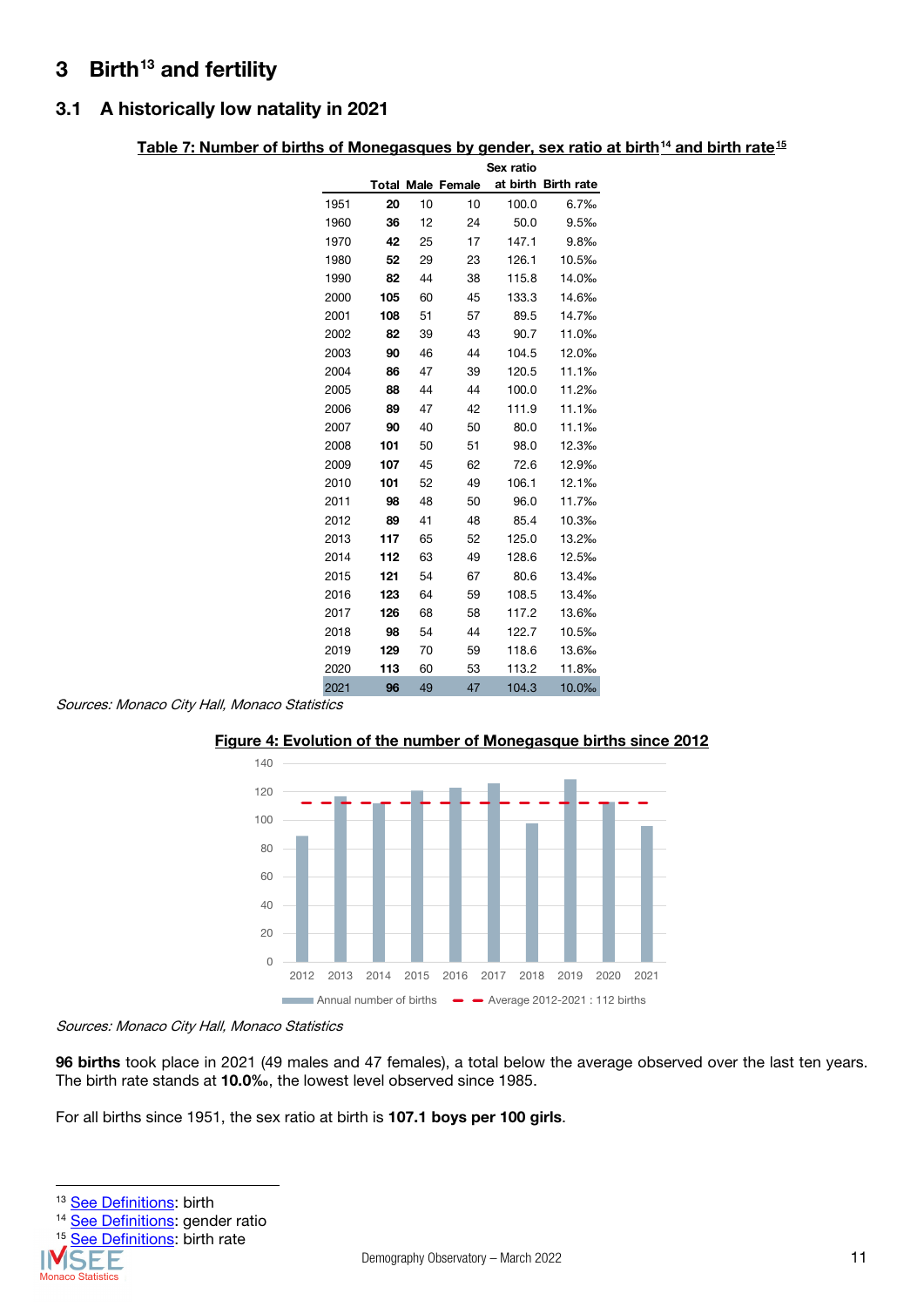# 3 Birth[13] and fertility

## 3.1 A historically low natality in 2021

**Table 7: Number of births of Monegasques by gender, sex ratio at birth[14] and birth rate[15]**

| | Total | Male | Female | Sex ratio at birth | Birth rate |
|---|---|---|---|---|---|
| 1951 | **20** | 10 | 10 | 100.0 | 6.7‰ |
| 1960 | **36** | 12 | 24 | 50.0 | 9.5‰ |
| 1970 | **42** | 25 | 17 | 147.1 | 9.8‰ |
| 1980 | **52** | 29 | 23 | 126.1 | 10.5‰ |
| 1990 | **82** | 44 | 38 | 115.8 | 14.0‰ |
| 2000 | **105** | 60 | 45 | 133.3 | 14.6‰ |
| 2001 | **108** | 51 | 57 | 89.5 | 14.7‰ |
| 2002 | **82** | 39 | 43 | 90.7 | 11.0‰ |
| 2003 | **90** | 46 | 44 | 104.5 | 12.0‰ |
| 2004 | **86** | 47 | 39 | 120.5 | 11.1‰ |
| 2005 | **88** | 44 | 44 | 100.0 | 11.2‰ |
| 2006 | **89** | 47 | 42 | 111.9 | 11.1‰ |
| 2007 | **90** | 40 | 50 | 80.0 | 11.1‰ |
| 2008 | **101** | 50 | 51 | 98.0 | 12.3‰ |
| 2009 | **107** | 45 | 62 | 72.6 | 12.9‰ |
| 2010 | **101** | 52 | 49 | 106.1 | 12.1‰ |
| 2011 | **98** | 48 | 50 | 96.0 | 11.7‰ |
| 2012 | **89** | 41 | 48 | 85.4 | 10.3‰ |
| 2013 | **117** | 65 | 52 | 125.0 | 13.2‰ |
| 2014 | **112** | 63 | 49 | 128.6 | 12.5‰ |
| 2015 | **121** | 54 | 67 | 80.6 | 13.4‰ |
| 2016 | **123** | 64 | 59 | 108.5 | 13.4‰ |
| 2017 | **126** | 68 | 58 | 117.2 | 13.6‰ |
| 2018 | **98** | 54 | 44 | 122.7 | 10.5‰ |
| 2019 | **129** | 70 | 59 | 118.6 | 13.6‰ |
| 2020 | **113** | 60 | 53 | 113.2 | 11.8‰ |
| 2021 | **96** | 49 | 47 | 104.3 | 10.0‰ |

*Sources: Monaco City Hall, Monaco Statistics*

**Figure 4: Evolution of the number of Monegasque births since 2012**

*Sources: Monaco City Hall, Monaco Statistics*

**96 births** took place in 2021 (49 males and 47 females), a total below the average observed over the last ten years. The birth rate stands at **10.0‰**, the lowest level observed since 1985.

For all births since 1951, the sex ratio at birth is **107.1 boys per 100 girls**.

[13] See Definitions: birth
[14] See Definitions: gender ratio
[15] See Definitions: birth rate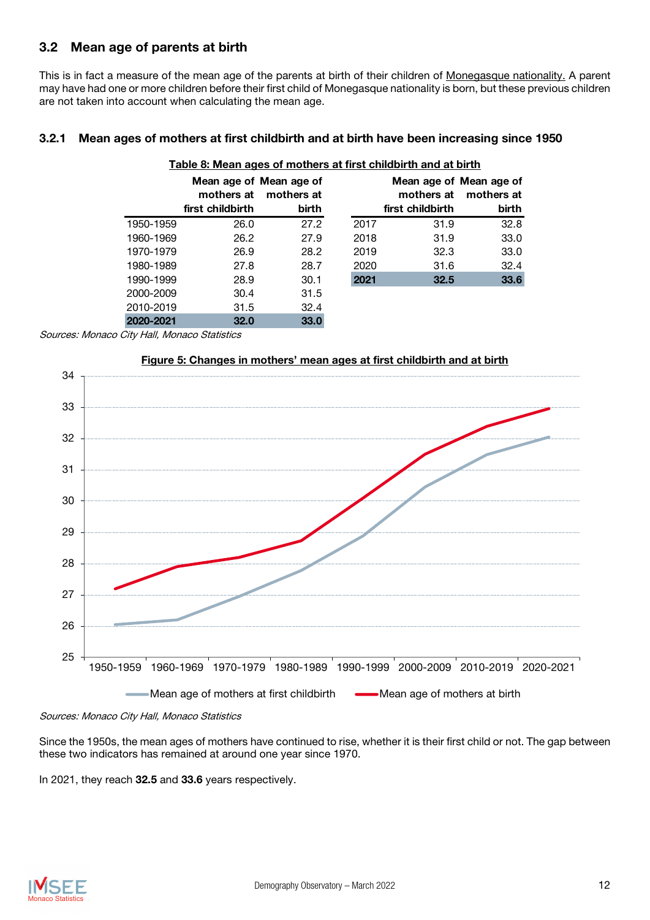## 3.2 Mean age of parents at birth

This is in fact a measure of the mean age of the parents at birth of their children of Monegasque nationality. A parent may have had one or more children before their first child of Monegasque nationality is born, but these previous children are not taken into account when calculating the mean age.

### 3.2.1 Mean ages of mothers at first childbirth and at birth have been increasing since 1950

Table 8: Mean ages of mothers at first childbirth and at birth

| | Mean age of mothers at first childbirth | Mean age of mothers at birth |
|---|---|---|
| 1950-1959 | 26.0 | 27.2 |
| 1960-1969 | 26.2 | 27.9 |
| 1970-1979 | 26.9 | 28.2 |
| 1980-1989 | 27.8 | 28.7 |
| 1990-1999 | 28.9 | 30.1 |
| 2000-2009 | 30.4 | 31.5 |
| 2010-2019 | 31.5 | 32.4 |
| **2020-2021** | **32.0** | **33.0** |

| | Mean age of mothers at first childbirth | Mean age of mothers at birth |
|---|---|---|
| 2017 | 31.9 | 32.8 |
| 2018 | 31.9 | 33.0 |
| 2019 | 32.3 | 33.0 |
| 2020 | 31.6 | 32.4 |
| **2021** | **32.5** | **33.6** |

*Sources: Monaco City Hall, Monaco Statistics*

Figure 5: Changes in mothers' mean ages at first childbirth and at birth

*Sources: Monaco City Hall, Monaco Statistics*

Since the 1950s, the mean ages of mothers have continued to rise, whether it is their first child or not. The gap between these two indicators has remained at around one year since 1970.

In 2021, they reach **32.5** and **33.6** years respectively.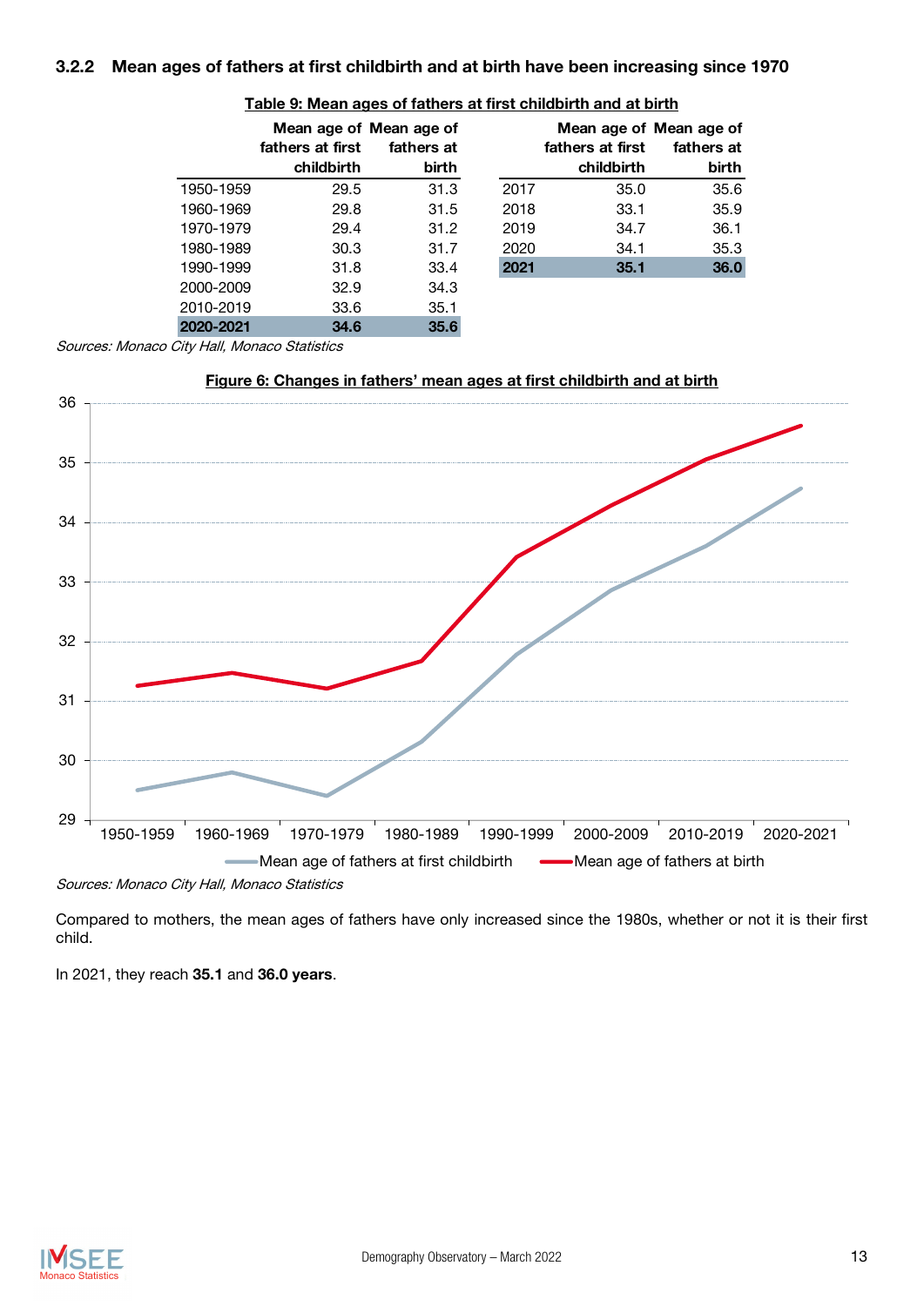### 3.2.2 Mean ages of fathers at first childbirth and at birth have been increasing since 1970

Table 9: Mean ages of fathers at first childbirth and at birth

| | Mean age of fathers at first childbirth | Mean age of fathers at birth |
|---|---|---|
| 1950-1959 | 29.5 | 31.3 |
| 1960-1969 | 29.8 | 31.5 |
| 1970-1979 | 29.4 | 31.2 |
| 1980-1989 | 30.3 | 31.7 |
| 1990-1999 | 31.8 | 33.4 |
| 2000-2009 | 32.9 | 34.3 |
| 2010-2019 | 33.6 | 35.1 |
| **2020-2021** | **34.6** | **35.6** |

| | Mean age of fathers at first childbirth | Mean age of fathers at birth |
|---|---|---|
| 2017 | 35.0 | 35.6 |
| 2018 | 33.1 | 35.9 |
| 2019 | 34.7 | 36.1 |
| 2020 | 34.1 | 35.3 |
| **2021** | **35.1** | **36.0** |

*Sources: Monaco City Hall, Monaco Statistics*

Figure 6: Changes in fathers' mean ages at first childbirth and at birth

*Sources: Monaco City Hall, Monaco Statistics*

Compared to mothers, the mean ages of fathers have only increased since the 1980s, whether or not it is their first child.

In 2021, they reach **35.1** and **36.0 years**.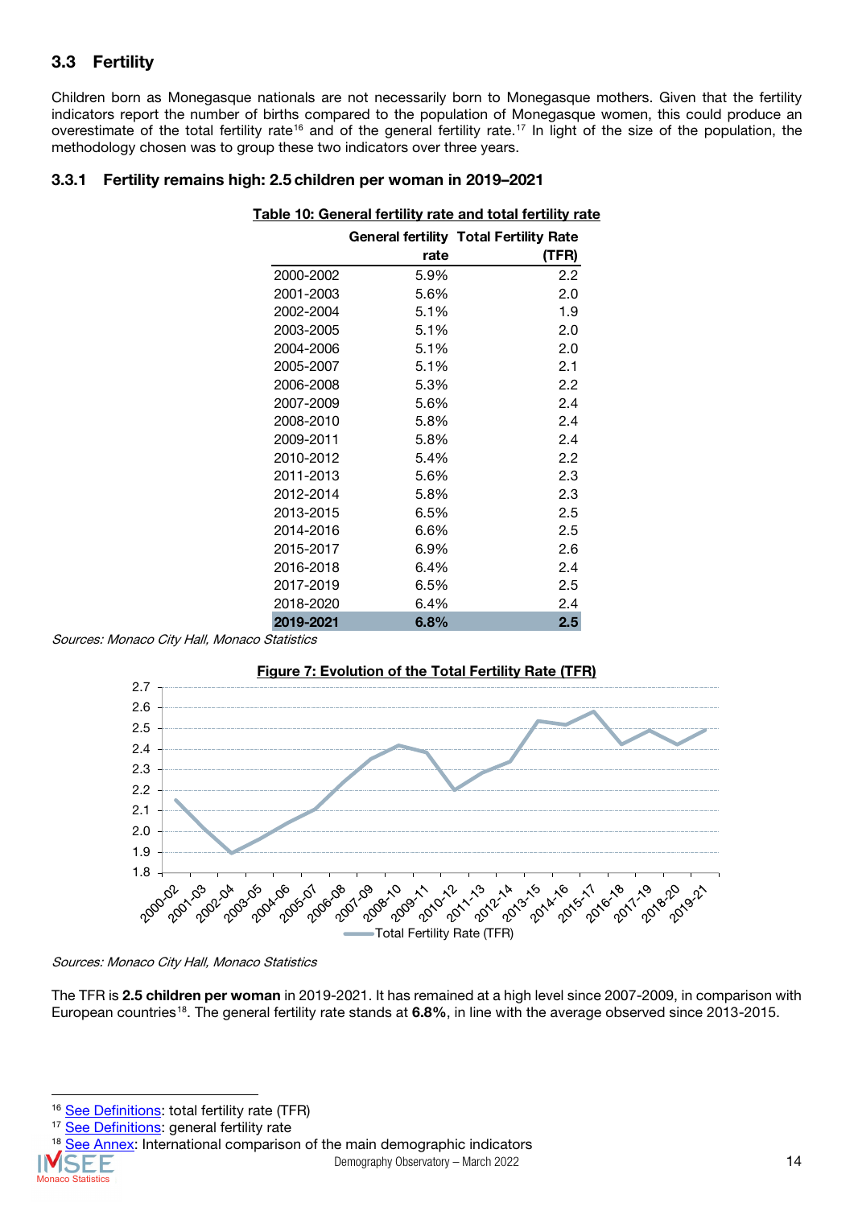## 3.3 Fertility

Children born as Monegasque nationals are not necessarily born to Monegasque mothers. Given that the fertility indicators report the number of births compared to the population of Monegasque women, this could produce an overestimate of the total fertility rate[16] and of the general fertility rate.[17] In light of the size of the population, the methodology chosen was to group these two indicators over three years.

### 3.3.1 Fertility remains high: 2.5 children per woman in 2019–2021

**Table 10: General fertility rate and total fertility rate**

| | General fertility rate | Total Fertility Rate (TFR) |
|---|---|---|
| 2000-2002 | 5.9% | 2.2 |
| 2001-2003 | 5.6% | 2.0 |
| 2002-2004 | 5.1% | 1.9 |
| 2003-2005 | 5.1% | 2.0 |
| 2004-2006 | 5.1% | 2.0 |
| 2005-2007 | 5.1% | 2.1 |
| 2006-2008 | 5.3% | 2.2 |
| 2007-2009 | 5.6% | 2.4 |
| 2008-2010 | 5.8% | 2.4 |
| 2009-2011 | 5.8% | 2.4 |
| 2010-2012 | 5.4% | 2.2 |
| 2011-2013 | 5.6% | 2.3 |
| 2012-2014 | 5.8% | 2.3 |
| 2013-2015 | 6.5% | 2.5 |
| 2014-2016 | 6.6% | 2.5 |
| 2015-2017 | 6.9% | 2.6 |
| 2016-2018 | 6.4% | 2.4 |
| 2017-2019 | 6.5% | 2.5 |
| 2018-2020 | 6.4% | 2.4 |
| **2019-2021** | **6.8%** | **2.5** |

*Sources: Monaco City Hall, Monaco Statistics*

**Figure 7: Evolution of the Total Fertility Rate (TFR)**

*Sources: Monaco City Hall, Monaco Statistics*

The TFR is **2.5 children per woman** in 2019-2021. It has remained at a high level since 2007-2009, in comparison with European countries[18]. The general fertility rate stands at **6.8%**, in line with the average observed since 2013-2015.

---

[16] See Definitions: total fertility rate (TFR)

[17] See Definitions: general fertility rate

[18] See Annex: International comparison of the main demographic indicators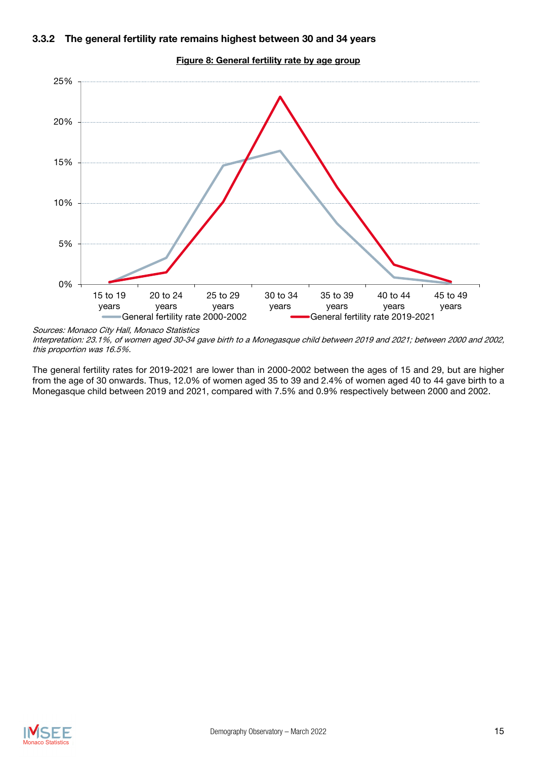### 3.3.2 The general fertility rate remains highest between 30 and 34 years

**Figure 8: General fertility rate by age group**

*Sources: Monaco City Hall, Monaco Statistics*
*Interpretation: 23.1%, of women aged 30-34 gave birth to a Monegasque child between 2019 and 2021; between 2000 and 2002, this proportion was 16.5%.*

The general fertility rates for 2019-2021 are lower than in 2000-2002 between the ages of 15 and 29, but are higher from the age of 30 onwards. Thus, 12.0% of women aged 35 to 39 and 2.4% of women aged 40 to 44 gave birth to a Monegasque child between 2019 and 2021, compared with 7.5% and 0.9% respectively between 2000 and 2002.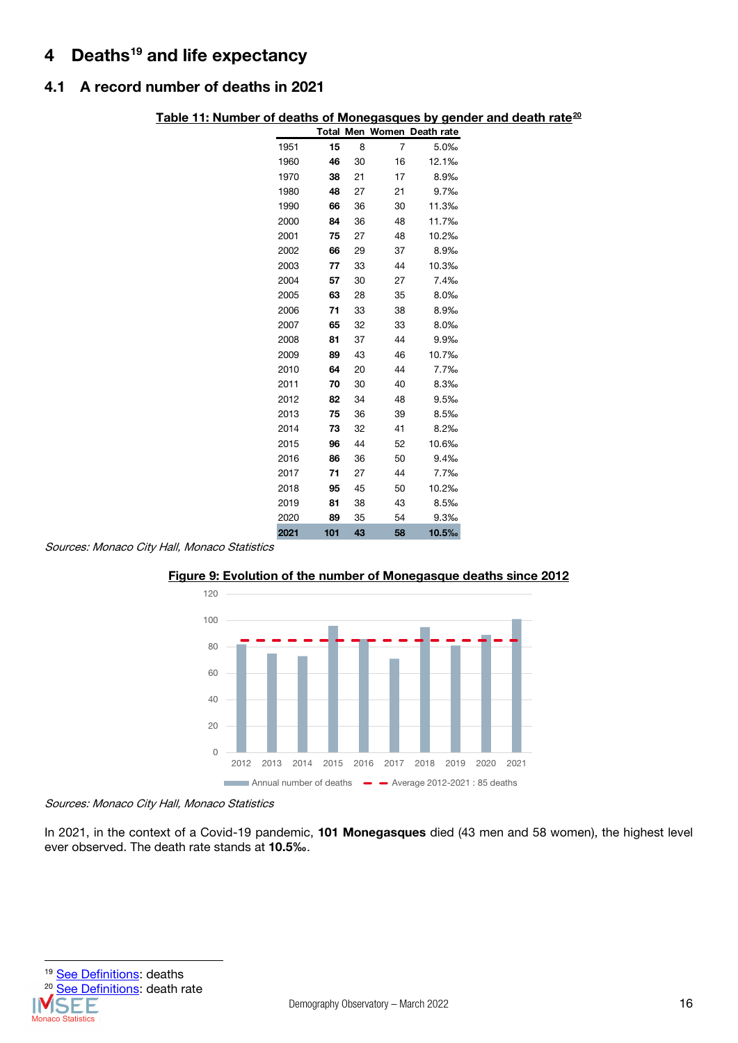# 4 Deaths[19] and life expectancy

## 4.1 A record number of deaths in 2021

**Table 11: Number of deaths of Monegasques by gender and death rate[20]**

| | Total | Men | Women | Death rate |
|---|---|---|---|---|
| 1951 | **15** | 8 | 7 | 5.0‰ |
| 1960 | **46** | 30 | 16 | 12.1‰ |
| 1970 | **38** | 21 | 17 | 8.9‰ |
| 1980 | **48** | 27 | 21 | 9.7‰ |
| 1990 | **66** | 36 | 30 | 11.3‰ |
| 2000 | **84** | 36 | 48 | 11.7‰ |
| 2001 | **75** | 27 | 48 | 10.2‰ |
| 2002 | **66** | 29 | 37 | 8.9‰ |
| 2003 | **77** | 33 | 44 | 10.3‰ |
| 2004 | **57** | 30 | 27 | 7.4‰ |
| 2005 | **63** | 28 | 35 | 8.0‰ |
| 2006 | **71** | 33 | 38 | 8.9‰ |
| 2007 | **65** | 32 | 33 | 8.0‰ |
| 2008 | **81** | 37 | 44 | 9.9‰ |
| 2009 | **89** | 43 | 46 | 10.7‰ |
| 2010 | **64** | 20 | 44 | 7.7‰ |
| 2011 | **70** | 30 | 40 | 8.3‰ |
| 2012 | **82** | 34 | 48 | 9.5‰ |
| 2013 | **75** | 36 | 39 | 8.5‰ |
| 2014 | **73** | 32 | 41 | 8.2‰ |
| 2015 | **96** | 44 | 52 | 10.6‰ |
| 2016 | **86** | 36 | 50 | 9.4‰ |
| 2017 | **71** | 27 | 44 | 7.7‰ |
| 2018 | **95** | 45 | 50 | 10.2‰ |
| 2019 | **81** | 38 | 43 | 8.5‰ |
| 2020 | **89** | 35 | 54 | 9.3‰ |
| **2021** | **101** | **43** | **58** | **10.5‰** |

*Sources: Monaco City Hall, Monaco Statistics*

**Figure 9: Evolution of the number of Monegasque deaths since 2012**

| Year | Annual number of deaths | Average 2012-2021 : 85 deaths |
|---|---|---|
| 2012 | 82 | 85 |
| 2013 | 75 | 85 |
| 2014 | 73 | 85 |
| 2015 | 96 | 85 |
| 2016 | 86 | 85 |
| 2017 | 71 | 85 |
| 2018 | 95 | 85 |
| 2019 | 81 | 85 |
| 2020 | 89 | 85 |
| 2021 | 101 | 85 |

*Sources: Monaco City Hall, Monaco Statistics*

In 2021, in the context of a Covid-19 pandemic, **101 Monegasques** died (43 men and 58 women), the highest level ever observed. The death rate stands at **10.5‰**.

[19] See Definitions: deaths
[20] See Definitions: death rate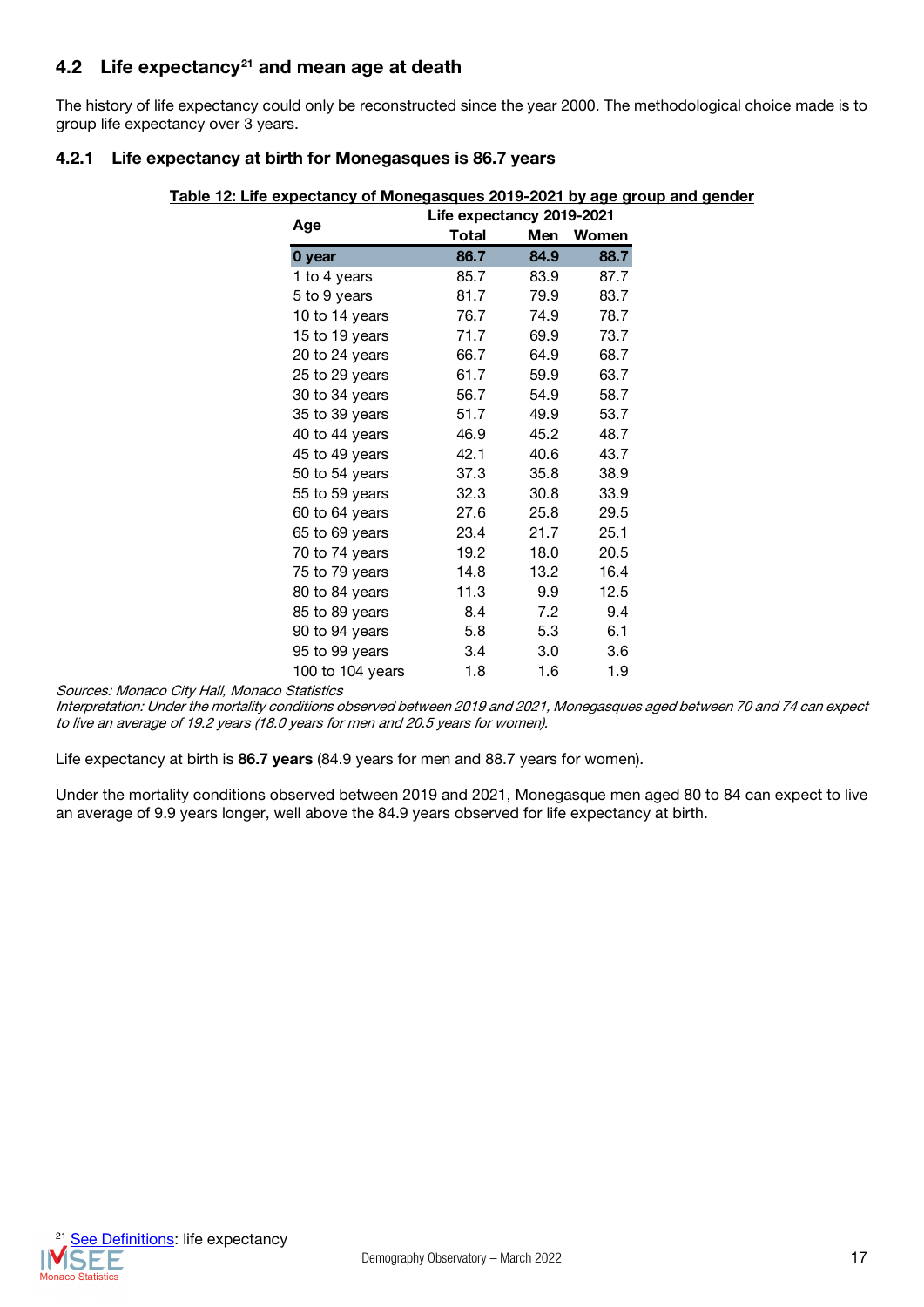## 4.2 Life expectancy[21] and mean age at death

The history of life expectancy could only be reconstructed since the year 2000. The methodological choice made is to group life expectancy over 3 years.

### 4.2.1 Life expectancy at birth for Monegasques is 86.7 years

**Table 12: Life expectancy of Monegasques 2019-2021 by age group and gender**

| Age | Life expectancy 2019-2021 | | |
|---|---|---|---|
| | Total | Men | Women |
| **0 year** | **86.7** | **84.9** | **88.7** |
| 1 to 4 years | 85.7 | 83.9 | 87.7 |
| 5 to 9 years | 81.7 | 79.9 | 83.7 |
| 10 to 14 years | 76.7 | 74.9 | 78.7 |
| 15 to 19 years | 71.7 | 69.9 | 73.7 |
| 20 to 24 years | 66.7 | 64.9 | 68.7 |
| 25 to 29 years | 61.7 | 59.9 | 63.7 |
| 30 to 34 years | 56.7 | 54.9 | 58.7 |
| 35 to 39 years | 51.7 | 49.9 | 53.7 |
| 40 to 44 years | 46.9 | 45.2 | 48.7 |
| 45 to 49 years | 42.1 | 40.6 | 43.7 |
| 50 to 54 years | 37.3 | 35.8 | 38.9 |
| 55 to 59 years | 32.3 | 30.8 | 33.9 |
| 60 to 64 years | 27.6 | 25.8 | 29.5 |
| 65 to 69 years | 23.4 | 21.7 | 25.1 |
| 70 to 74 years | 19.2 | 18.0 | 20.5 |
| 75 to 79 years | 14.8 | 13.2 | 16.4 |
| 80 to 84 years | 11.3 | 9.9 | 12.5 |
| 85 to 89 years | 8.4 | 7.2 | 9.4 |
| 90 to 94 years | 5.8 | 5.3 | 6.1 |
| 95 to 99 years | 3.4 | 3.0 | 3.6 |
| 100 to 104 years | 1.8 | 1.6 | 1.9 |

*Sources: Monaco City Hall, Monaco Statistics*
*Interpretation: Under the mortality conditions observed between 2019 and 2021, Monegasques aged between 70 and 74 can expect to live an average of 19.2 years (18.0 years for men and 20.5 years for women).*

Life expectancy at birth is **86.7 years** (84.9 years for men and 88.7 years for women).

Under the mortality conditions observed between 2019 and 2021, Monegasque men aged 80 to 84 can expect to live an average of 9.9 years longer, well above the 84.9 years observed for life expectancy at birth.

[21] See Definitions: life expectancy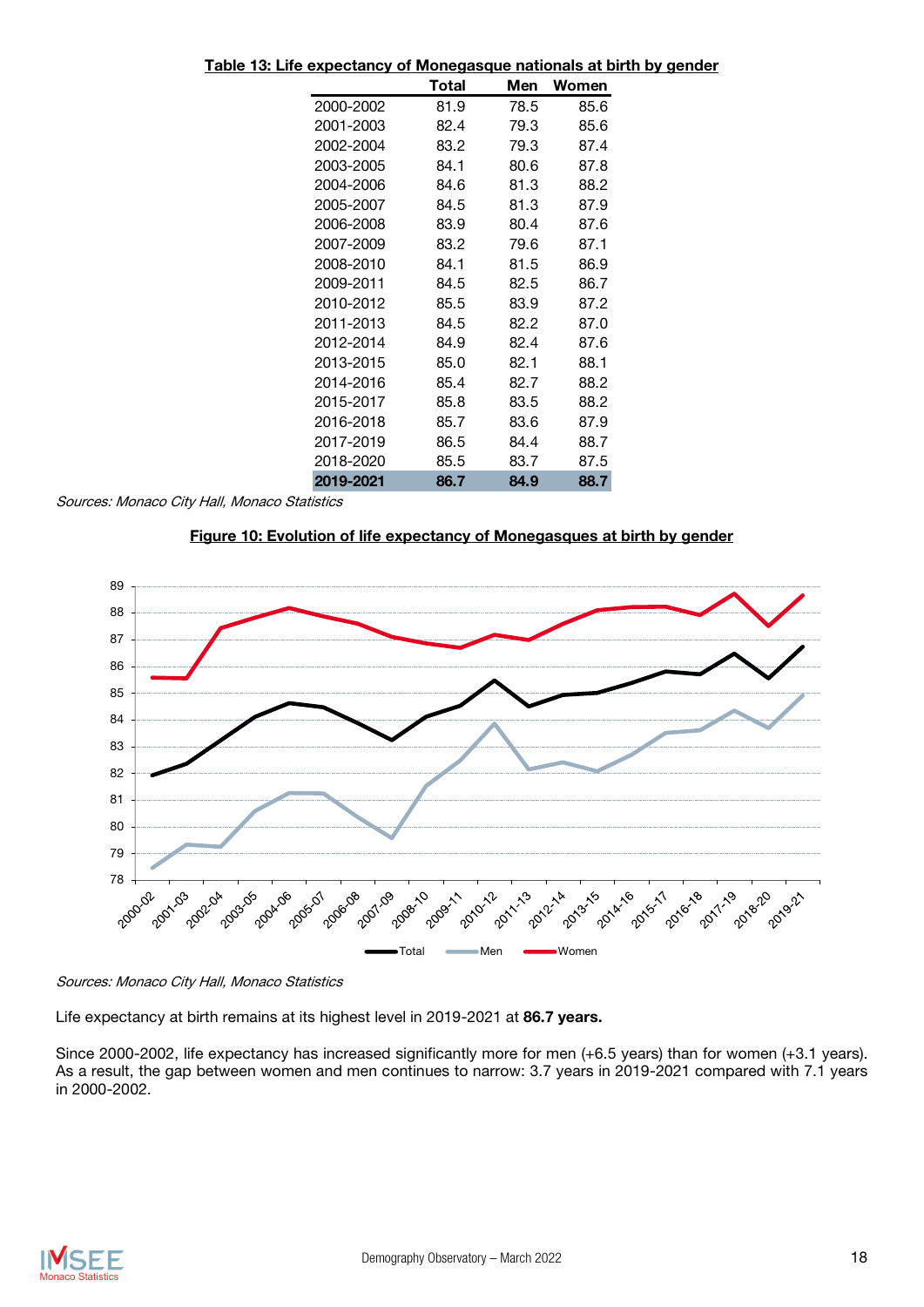**Table 13: Life expectancy of Monegasque nationals at birth by gender**

| | Total | Men | Women |
|---|---|---|---|
| 2000-2002 | 81.9 | 78.5 | 85.6 |
| 2001-2003 | 82.4 | 79.3 | 85.6 |
| 2002-2004 | 83.2 | 79.3 | 87.4 |
| 2003-2005 | 84.1 | 80.6 | 87.8 |
| 2004-2006 | 84.6 | 81.3 | 88.2 |
| 2005-2007 | 84.5 | 81.3 | 87.9 |
| 2006-2008 | 83.9 | 80.4 | 87.6 |
| 2007-2009 | 83.2 | 79.6 | 87.1 |
| 2008-2010 | 84.1 | 81.5 | 86.9 |
| 2009-2011 | 84.5 | 82.5 | 86.7 |
| 2010-2012 | 85.5 | 83.9 | 87.2 |
| 2011-2013 | 84.5 | 82.2 | 87.0 |
| 2012-2014 | 84.9 | 82.4 | 87.6 |
| 2013-2015 | 85.0 | 82.1 | 88.1 |
| 2014-2016 | 85.4 | 82.7 | 88.2 |
| 2015-2017 | 85.8 | 83.5 | 88.2 |
| 2016-2018 | 85.7 | 83.6 | 87.9 |
| 2017-2019 | 86.5 | 84.4 | 88.7 |
| 2018-2020 | 85.5 | 83.7 | 87.5 |
| **2019-2021** | **86.7** | **84.9** | **88.7** |

*Sources: Monaco City Hall, Monaco Statistics*

**Figure 10: Evolution of life expectancy of Monegasques at birth by gender**

*Sources: Monaco City Hall, Monaco Statistics*

Life expectancy at birth remains at its highest level in 2019-2021 at **86.7 years.**

Since 2000-2002, life expectancy has increased significantly more for men (+6.5 years) than for women (+3.1 years). As a result, the gap between women and men continues to narrow: 3.7 years in 2019-2021 compared with 7.1 years in 2000-2002.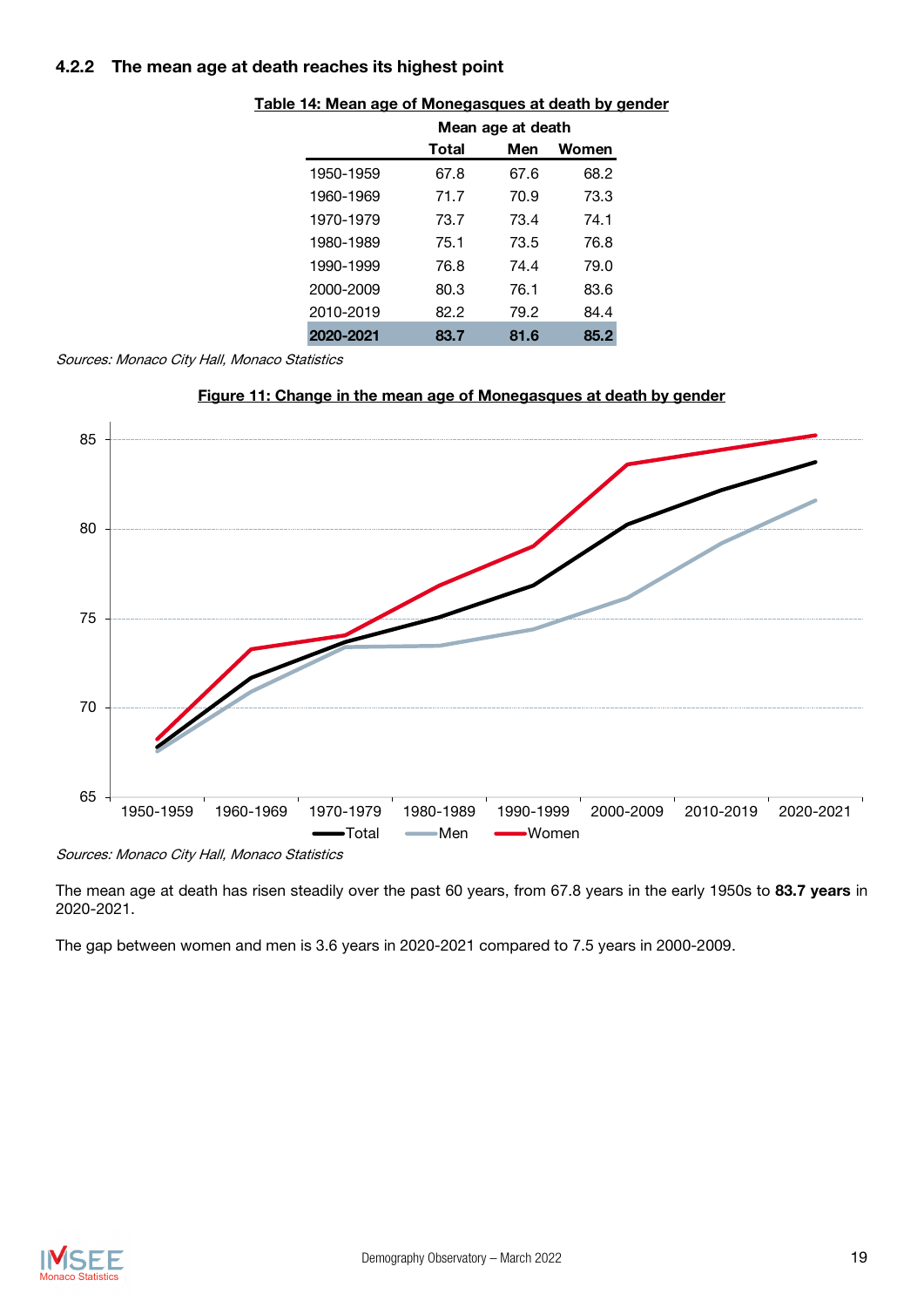### 4.2.2 The mean age at death reaches its highest point

**Table 14: Mean age of Monegasques at death by gender**

| | Mean age at death | | |
|---|---|---|---|
| | Total | Men | Women |
| 1950-1959 | 67.8 | 67.6 | 68.2 |
| 1960-1969 | 71.7 | 70.9 | 73.3 |
| 1970-1979 | 73.7 | 73.4 | 74.1 |
| 1980-1989 | 75.1 | 73.5 | 76.8 |
| 1990-1999 | 76.8 | 74.4 | 79.0 |
| 2000-2009 | 80.3 | 76.1 | 83.6 |
| 2010-2019 | 82.2 | 79.2 | 84.4 |
| **2020-2021** | **83.7** | **81.6** | **85.2** |

*Sources: Monaco City Hall, Monaco Statistics*

**Figure 11: Change in the mean age of Monegasques at death by gender**

*Sources: Monaco City Hall, Monaco Statistics*

The mean age at death has risen steadily over the past 60 years, from 67.8 years in the early 1950s to **83.7 years** in 2020-2021.

The gap between women and men is 3.6 years in 2020-2021 compared to 7.5 years in 2000-2009.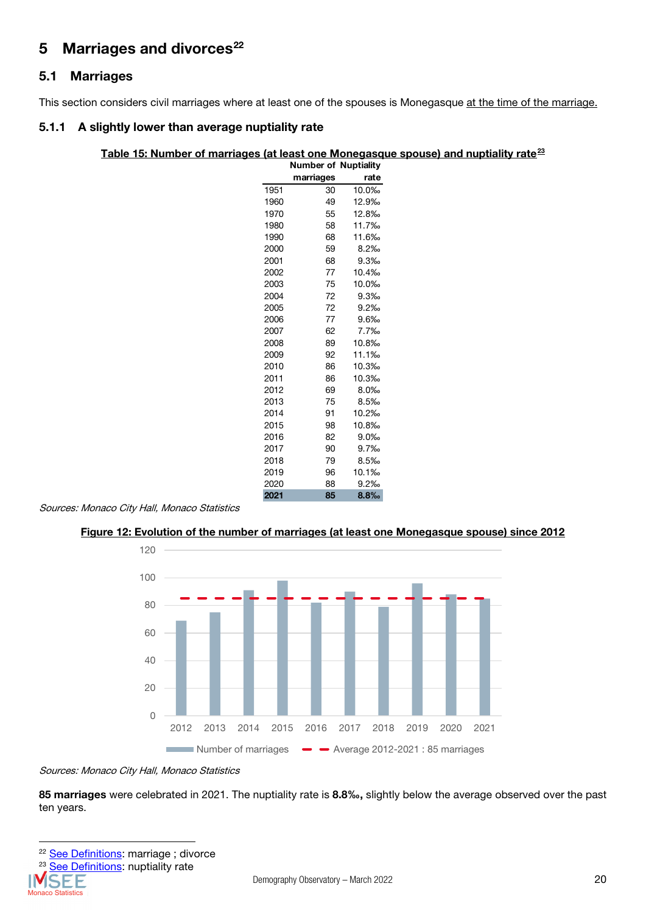# 5 Marriages and divorces[22]

## 5.1 Marriages

This section considers civil marriages where at least one of the spouses is Monegasque at the time of the marriage.

### 5.1.1 A slightly lower than average nuptiality rate

**Table 15: Number of marriages (at least one Monegasque spouse) and nuptiality rate[23]**

| | Number of marriages | Nuptiality rate |
|---|---|---|
| 1951 | 30 | 10.0‰ |
| 1960 | 49 | 12.9‰ |
| 1970 | 55 | 12.8‰ |
| 1980 | 58 | 11.7‰ |
| 1990 | 68 | 11.6‰ |
| 2000 | 59 | 8.2‰ |
| 2001 | 68 | 9.3‰ |
| 2002 | 77 | 10.4‰ |
| 2003 | 75 | 10.0‰ |
| 2004 | 72 | 9.3‰ |
| 2005 | 72 | 9.2‰ |
| 2006 | 77 | 9.6‰ |
| 2007 | 62 | 7.7‰ |
| 2008 | 89 | 10.8‰ |
| 2009 | 92 | 11.1‰ |
| 2010 | 86 | 10.3‰ |
| 2011 | 86 | 10.3‰ |
| 2012 | 69 | 8.0‰ |
| 2013 | 75 | 8.5‰ |
| 2014 | 91 | 10.2‰ |
| 2015 | 98 | 10.8‰ |
| 2016 | 82 | 9.0‰ |
| 2017 | 90 | 9.7‰ |
| 2018 | 79 | 8.5‰ |
| 2019 | 96 | 10.1‰ |
| 2020 | 88 | 9.2‰ |
| **2021** | **85** | **8.8‰** |

*Sources: Monaco City Hall, Monaco Statistics*

**Figure 12: Evolution of the number of marriages (at least one Monegasque spouse) since 2012**

| Year | Number of marriages | Average 2012-2021 : 85 marriages |
|---|---|---|
| 2012 | 69 | 85 |
| 2013 | 75 | 85 |
| 2014 | 91 | 85 |
| 2015 | 98 | 85 |
| 2016 | 82 | 85 |
| 2017 | 90 | 85 |
| 2018 | 79 | 85 |
| 2019 | 96 | 85 |
| 2020 | 88 | 85 |
| 2021 | 85 | 85 |

*Sources: Monaco City Hall, Monaco Statistics*

**85 marriages** were celebrated in 2021. The nuptiality rate is **8.8‰,** slightly below the average observed over the past ten years.

[22] See Definitions: marriage ; divorce

[23] See Definitions: nuptiality rate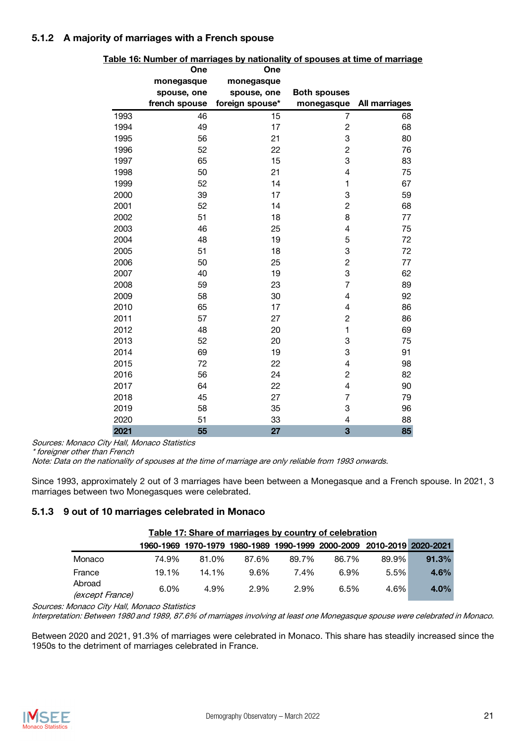### 5.1.2 A majority of marriages with a French spouse

**Table 16: Number of marriages by nationality of spouses at time of marriage**

| | One monegasque spouse, one french spouse | One monegasque spouse, one foreign spouse* | Both spouses monegasque | All marriages |
|---|---|---|---|---|
| 1993 | 46 | 15 | 7 | 68 |
| 1994 | 49 | 17 | 2 | 68 |
| 1995 | 56 | 21 | 3 | 80 |
| 1996 | 52 | 22 | 2 | 76 |
| 1997 | 65 | 15 | 3 | 83 |
| 1998 | 50 | 21 | 4 | 75 |
| 1999 | 52 | 14 | 1 | 67 |
| 2000 | 39 | 17 | 3 | 59 |
| 2001 | 52 | 14 | 2 | 68 |
| 2002 | 51 | 18 | 8 | 77 |
| 2003 | 46 | 25 | 4 | 75 |
| 2004 | 48 | 19 | 5 | 72 |
| 2005 | 51 | 18 | 3 | 72 |
| 2006 | 50 | 25 | 2 | 77 |
| 2007 | 40 | 19 | 3 | 62 |
| 2008 | 59 | 23 | 7 | 89 |
| 2009 | 58 | 30 | 4 | 92 |
| 2010 | 65 | 17 | 4 | 86 |
| 2011 | 57 | 27 | 2 | 86 |
| 2012 | 48 | 20 | 1 | 69 |
| 2013 | 52 | 20 | 3 | 75 |
| 2014 | 69 | 19 | 3 | 91 |
| 2015 | 72 | 22 | 4 | 98 |
| 2016 | 56 | 24 | 2 | 82 |
| 2017 | 64 | 22 | 4 | 90 |
| 2018 | 45 | 27 | 7 | 79 |
| 2019 | 58 | 35 | 3 | 96 |
| 2020 | 51 | 33 | 4 | 88 |
| **2021** | **55** | **27** | **3** | **85** |

*Sources: Monaco City Hall, Monaco Statistics*
*\* foreigner other than French*
*Note: Data on the nationality of spouses at the time of marriage are only reliable from 1993 onwards.*

Since 1993, approximately 2 out of 3 marriages have been between a Monegasque and a French spouse. In 2021, 3 marriages between two Monegasques were celebrated.

### 5.1.3 9 out of 10 marriages celebrated in Monaco

**Table 17: Share of marriages by country of celebration**

| | 1960-1969 | 1970-1979 | 1980-1989 | 1990-1999 | 2000-2009 | 2010-2019 | 2020-2021 |
|---|---|---|---|---|---|---|---|
| Monaco | 74.9% | 81.0% | 87.6% | 89.7% | 86.7% | 89.9% | **91.3%** |
| France | 19.1% | 14.1% | 9.6% | 7.4% | 6.9% | 5.5% | **4.6%** |
| Abroad *(except France)* | 6.0% | 4.9% | 2.9% | 2.9% | 6.5% | 4.6% | **4.0%** |

*Sources: Monaco City Hall, Monaco Statistics*
*Interpretation: Between 1980 and 1989, 87.6% of marriages involving at least one Monegasque spouse were celebrated in Monaco.*

Between 2020 and 2021, 91.3% of marriages were celebrated in Monaco. This share has steadily increased since the 1950s to the detriment of marriages celebrated in France.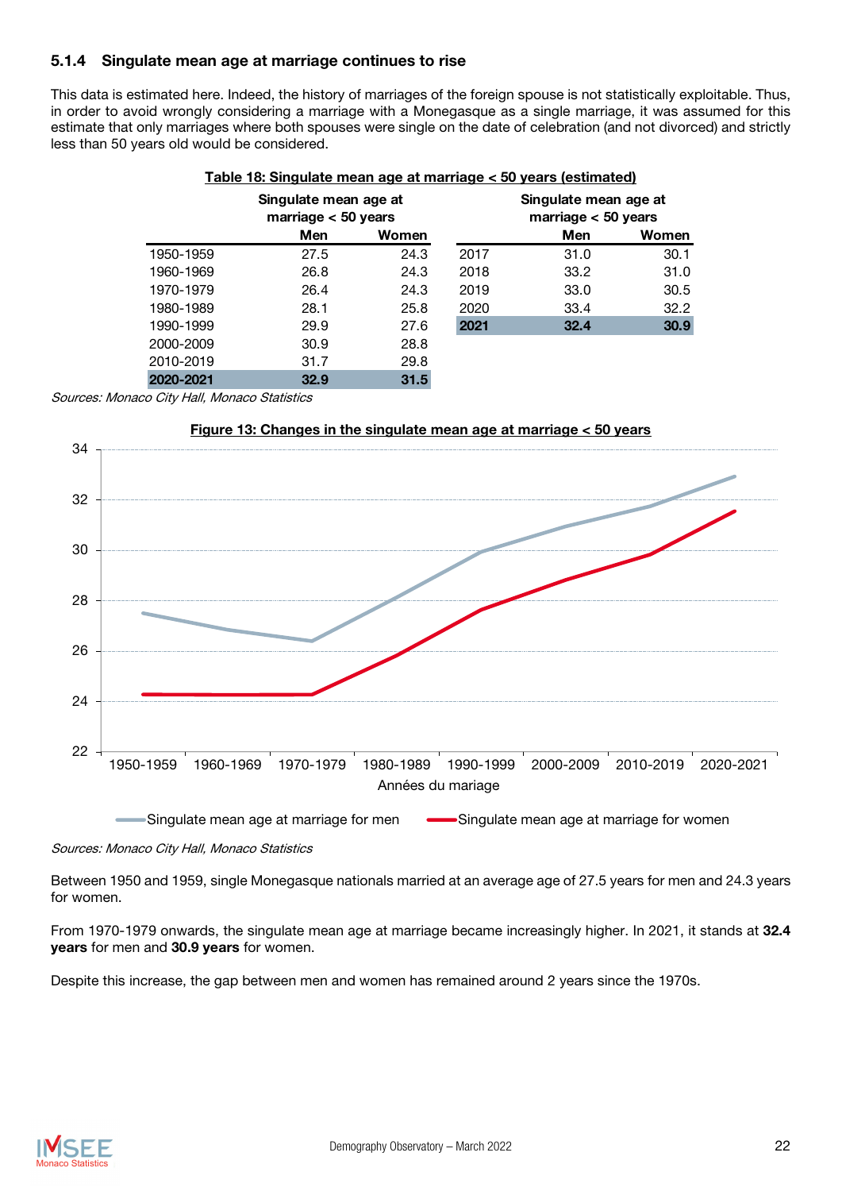### 5.1.4 Singulate mean age at marriage continues to rise

This data is estimated here. Indeed, the history of marriages of the foreign spouse is not statistically exploitable. Thus, in order to avoid wrongly considering a marriage with a Monegasque as a single marriage, it was assumed for this estimate that only marriages where both spouses were single on the date of celebration (and not divorced) and strictly less than 50 years old would be considered.

**Table 18: Singulate mean age at marriage < 50 years (estimated)**

| | Singulate mean age at marriage < 50 years | |
|---|---|---|
| | Men | Women |
| 1950-1959 | 27.5 | 24.3 |
| 1960-1969 | 26.8 | 24.3 |
| 1970-1979 | 26.4 | 24.3 |
| 1980-1989 | 28.1 | 25.8 |
| 1990-1999 | 29.9 | 27.6 |
| 2000-2009 | 30.9 | 28.8 |
| 2010-2019 | 31.7 | 29.8 |
| **2020-2021** | **32.9** | **31.5** |

| | Singulate mean age at marriage < 50 years | |
|---|---|---|
| | Men | Women |
| 2017 | 31.0 | 30.1 |
| 2018 | 33.2 | 31.0 |
| 2019 | 33.0 | 30.5 |
| 2020 | 33.4 | 32.2 |
| **2021** | **32.4** | **30.9** |

*Sources: Monaco City Hall, Monaco Statistics*

**Figure 13: Changes in the singulate mean age at marriage < 50 years**

*Sources: Monaco City Hall, Monaco Statistics*

Between 1950 and 1959, single Monegasque nationals married at an average age of 27.5 years for men and 24.3 years for women.

From 1970-1979 onwards, the singulate mean age at marriage became increasingly higher. In 2021, it stands at **32.4 years** for men and **30.9 years** for women.

Despite this increase, the gap between men and women has remained around 2 years since the 1970s.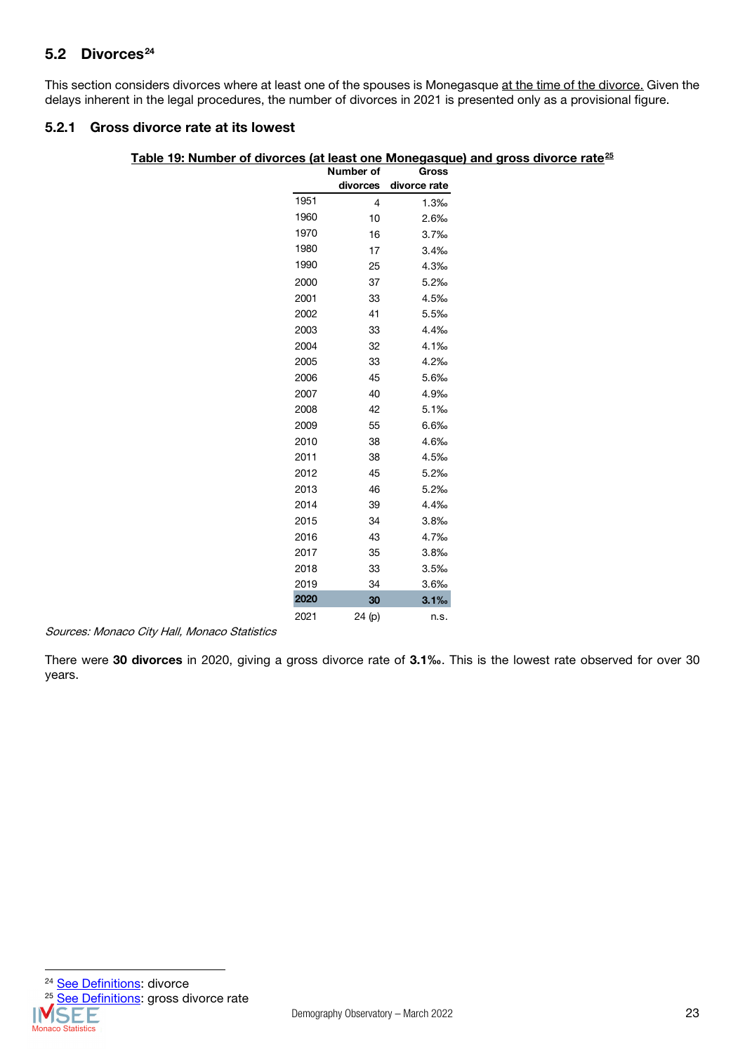## 5.2 Divorces[24]

This section considers divorces where at least one of the spouses is Monegasque at the time of the divorce. Given the delays inherent in the legal procedures, the number of divorces in 2021 is presented only as a provisional figure.

### 5.2.1 Gross divorce rate at its lowest

**Table 19: Number of divorces (at least one Monegasque) and gross divorce rate[25]**

| | Number of divorces | Gross divorce rate |
|---|---|---|
| 1951 | 4 | 1.3‰ |
| 1960 | 10 | 2.6‰ |
| 1970 | 16 | 3.7‰ |
| 1980 | 17 | 3.4‰ |
| 1990 | 25 | 4.3‰ |
| 2000 | 37 | 5.2‰ |
| 2001 | 33 | 4.5‰ |
| 2002 | 41 | 5.5‰ |
| 2003 | 33 | 4.4‰ |
| 2004 | 32 | 4.1‰ |
| 2005 | 33 | 4.2‰ |
| 2006 | 45 | 5.6‰ |
| 2007 | 40 | 4.9‰ |
| 2008 | 42 | 5.1‰ |
| 2009 | 55 | 6.6‰ |
| 2010 | 38 | 4.6‰ |
| 2011 | 38 | 4.5‰ |
| 2012 | 45 | 5.2‰ |
| 2013 | 46 | 5.2‰ |
| 2014 | 39 | 4.4‰ |
| 2015 | 34 | 3.8‰ |
| 2016 | 43 | 4.7‰ |
| 2017 | 35 | 3.8‰ |
| 2018 | 33 | 3.5‰ |
| 2019 | 34 | 3.6‰ |
| **2020** | **30** | **3.1‰** |
| 2021 | 24 (p) | n.s. |

*Sources: Monaco City Hall, Monaco Statistics*

There were **30 divorces** in 2020, giving a gross divorce rate of **3.1‰**. This is the lowest rate observed for over 30 years.

[24] See Definitions: divorce

[25] See Definitions: gross divorce rate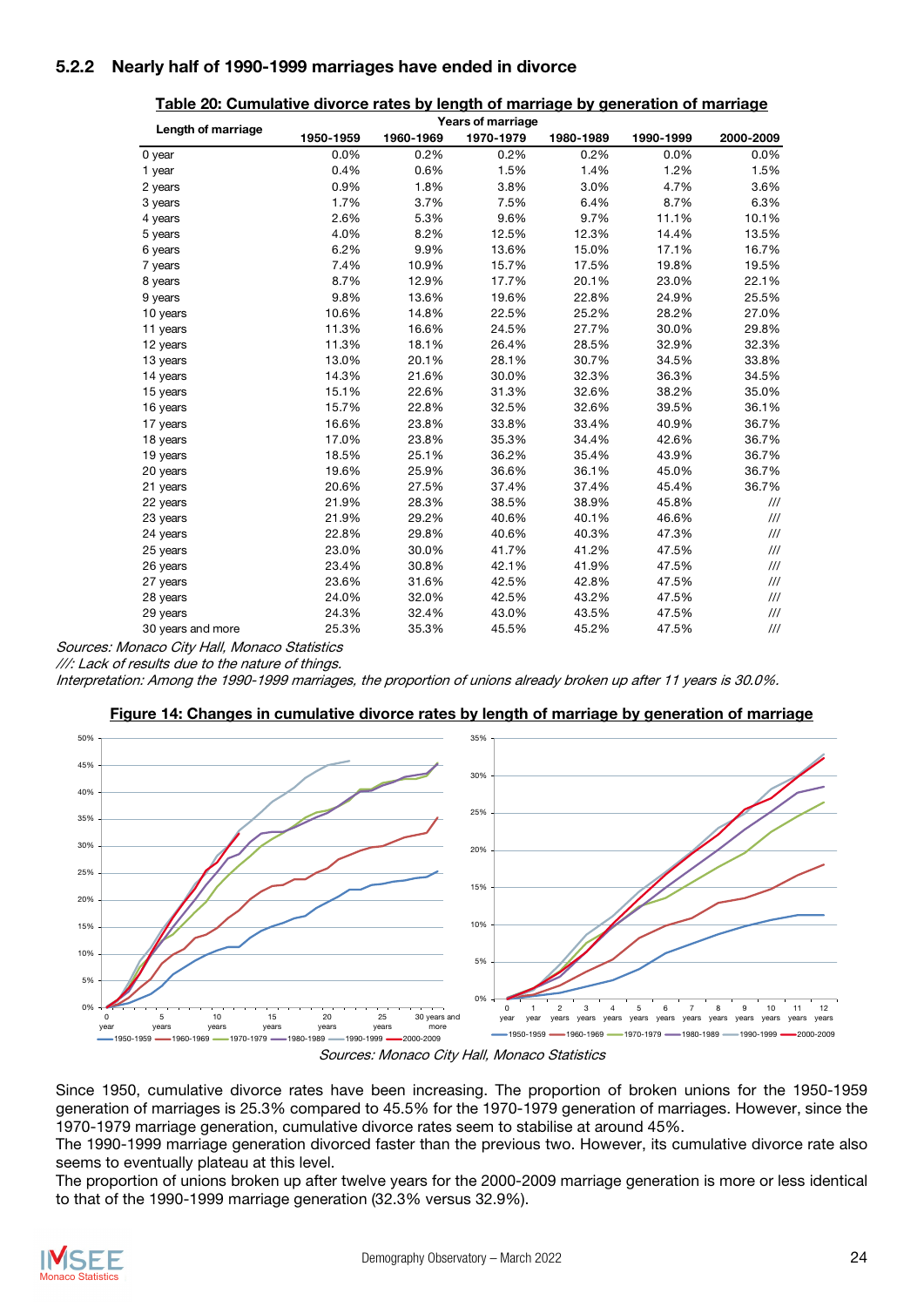### 5.2.2 Nearly half of 1990-1999 marriages have ended in divorce

**Table 20: Cumulative divorce rates by length of marriage by generation of marriage**

| Length of marriage | Years of marriage | | | | | |
|---|---|---|---|---|---|---|
| | 1950-1959 | 1960-1969 | 1970-1979 | 1980-1989 | 1990-1999 | 2000-2009 |
| 0 year | 0.0% | 0.2% | 0.2% | 0.2% | 0.0% | 0.0% |
| 1 year | 0.4% | 0.6% | 1.5% | 1.4% | 1.2% | 1.5% |
| 2 years | 0.9% | 1.8% | 3.8% | 3.0% | 4.7% | 3.6% |
| 3 years | 1.7% | 3.7% | 7.5% | 6.4% | 8.7% | 6.3% |
| 4 years | 2.6% | 5.3% | 9.6% | 9.7% | 11.1% | 10.1% |
| 5 years | 4.0% | 8.2% | 12.5% | 12.3% | 14.4% | 13.5% |
| 6 years | 6.2% | 9.9% | 13.6% | 15.0% | 17.1% | 16.7% |
| 7 years | 7.4% | 10.9% | 15.7% | 17.5% | 19.8% | 19.5% |
| 8 years | 8.7% | 12.9% | 17.7% | 20.1% | 23.0% | 22.1% |
| 9 years | 9.8% | 13.6% | 19.6% | 22.8% | 24.9% | 25.5% |
| 10 years | 10.6% | 14.8% | 22.5% | 25.2% | 28.2% | 27.0% |
| 11 years | 11.3% | 16.6% | 24.5% | 27.7% | 30.0% | 29.8% |
| 12 years | 11.3% | 18.1% | 26.4% | 28.5% | 32.9% | 32.3% |
| 13 years | 13.0% | 20.1% | 28.1% | 30.7% | 34.5% | 33.8% |
| 14 years | 14.3% | 21.6% | 30.0% | 32.3% | 36.3% | 34.5% |
| 15 years | 15.1% | 22.6% | 31.3% | 32.6% | 38.2% | 35.0% |
| 16 years | 15.7% | 22.8% | 32.5% | 32.6% | 39.5% | 36.1% |
| 17 years | 16.6% | 23.8% | 33.8% | 33.4% | 40.9% | 36.7% |
| 18 years | 17.0% | 23.8% | 35.3% | 34.4% | 42.6% | 36.7% |
| 19 years | 18.5% | 25.1% | 36.2% | 35.4% | 43.9% | 36.7% |
| 20 years | 19.6% | 25.9% | 36.6% | 36.1% | 45.0% | 36.7% |
| 21 years | 20.6% | 27.5% | 37.4% | 37.4% | 45.4% | 36.7% |
| 22 years | 21.9% | 28.3% | 38.5% | 38.9% | 45.8% | /// |
| 23 years | 21.9% | 29.2% | 40.6% | 40.1% | 46.6% | /// |
| 24 years | 22.8% | 29.8% | 40.6% | 40.3% | 47.3% | /// |
| 25 years | 23.0% | 30.0% | 41.7% | 41.2% | 47.5% | /// |
| 26 years | 23.4% | 30.8% | 42.1% | 41.9% | 47.5% | /// |
| 27 years | 23.6% | 31.6% | 42.5% | 42.8% | 47.5% | /// |
| 28 years | 24.0% | 32.0% | 42.5% | 43.2% | 47.5% | /// |
| 29 years | 24.3% | 32.4% | 43.0% | 43.5% | 47.5% | /// |
| 30 years and more | 25.3% | 35.3% | 45.5% | 45.2% | 47.5% | /// |

*Sources: Monaco City Hall, Monaco Statistics*
*///: Lack of results due to the nature of things.*
*Interpretation: Among the 1990-1999 marriages, the proportion of unions already broken up after 11 years is 30.0%.*

**Figure 14: Changes in cumulative divorce rates by length of marriage by generation of marriage**

*Sources: Monaco City Hall, Monaco Statistics*

Since 1950, cumulative divorce rates have been increasing. The proportion of broken unions for the 1950-1959 generation of marriages is 25.3% compared to 45.5% for the 1970-1979 generation of marriages. However, since the 1970-1979 marriage generation, cumulative divorce rates seem to stabilise at around 45%.
The 1990-1999 marriage generation divorced faster than the previous two. However, its cumulative divorce rate also seems to eventually plateau at this level.
The proportion of unions broken up after twelve years for the 2000-2009 marriage generation is more or less identical to that of the 1990-1999 marriage generation (32.3% versus 32.9%).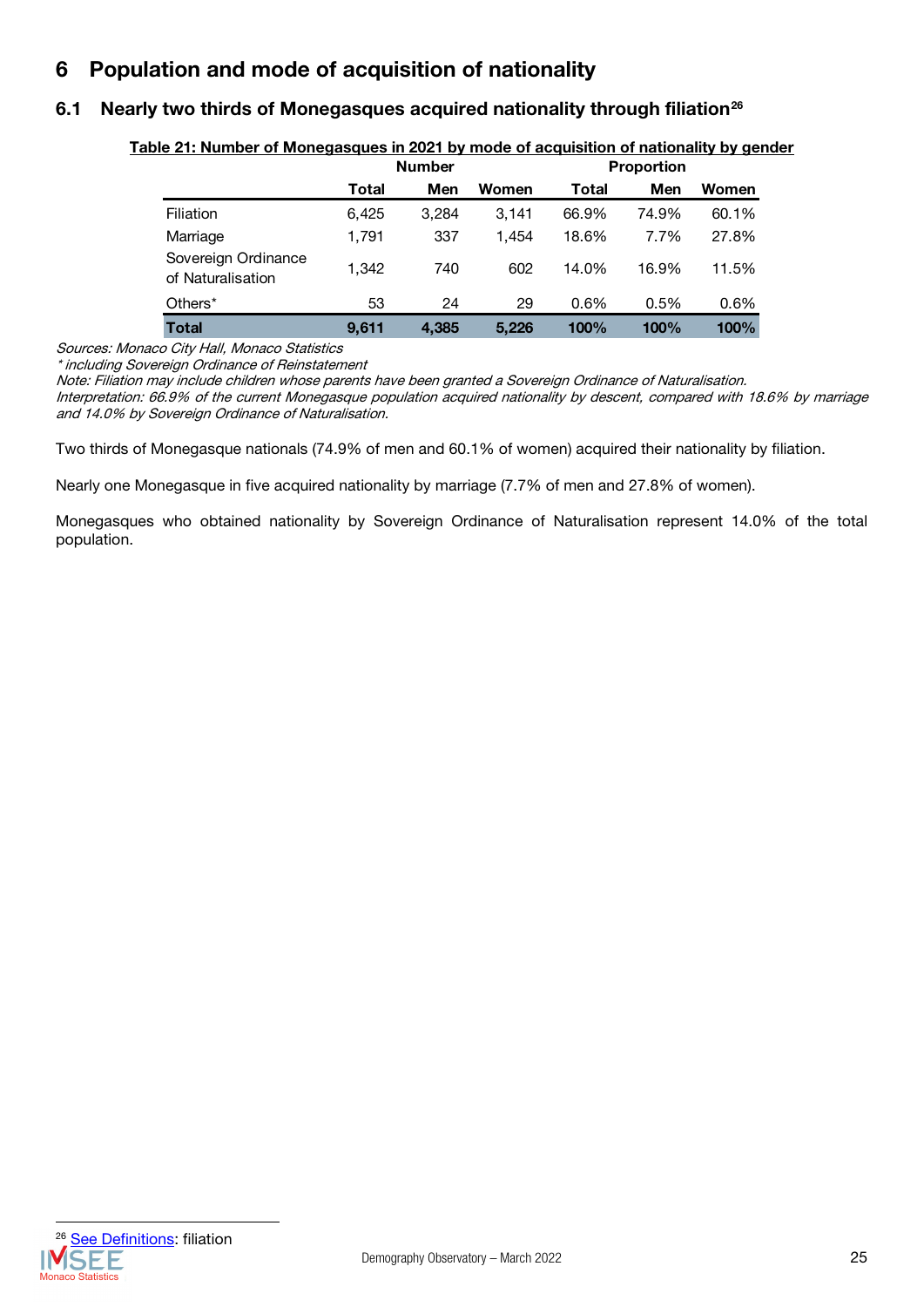# 6 Population and mode of acquisition of nationality

## 6.1 Nearly two thirds of Monegasques acquired nationality through filiation[26]

**Table 21: Number of Monegasques in 2021 by mode of acquisition of nationality by gender**

| | Number | | | Proportion | | |
|---|---|---|---|---|---|---|
| | **Total** | **Men** | **Women** | **Total** | **Men** | **Women** |
| Filiation | 6,425 | 3,284 | 3,141 | 66.9% | 74.9% | 60.1% |
| Marriage | 1,791 | 337 | 1,454 | 18.6% | 7.7% | 27.8% |
| Sovereign Ordinance of Naturalisation | 1,342 | 740 | 602 | 14.0% | 16.9% | 11.5% |
| Others* | 53 | 24 | 29 | 0.6% | 0.5% | 0.6% |
| **Total** | **9,611** | **4,385** | **5,226** | **100%** | **100%** | **100%** |

*Sources: Monaco City Hall, Monaco Statistics*
*\* including Sovereign Ordinance of Reinstatement*
*Note: Filiation may include children whose parents have been granted a Sovereign Ordinance of Naturalisation.*
*Interpretation: 66.9% of the current Monegasque population acquired nationality by descent, compared with 18.6% by marriage and 14.0% by Sovereign Ordinance of Naturalisation.*

Two thirds of Monegasque nationals (74.9% of men and 60.1% of women) acquired their nationality by filiation.

Nearly one Monegasque in five acquired nationality by marriage (7.7% of men and 27.8% of women).

Monegasques who obtained nationality by Sovereign Ordinance of Naturalisation represent 14.0% of the total population.

[26] See Definitions: filiation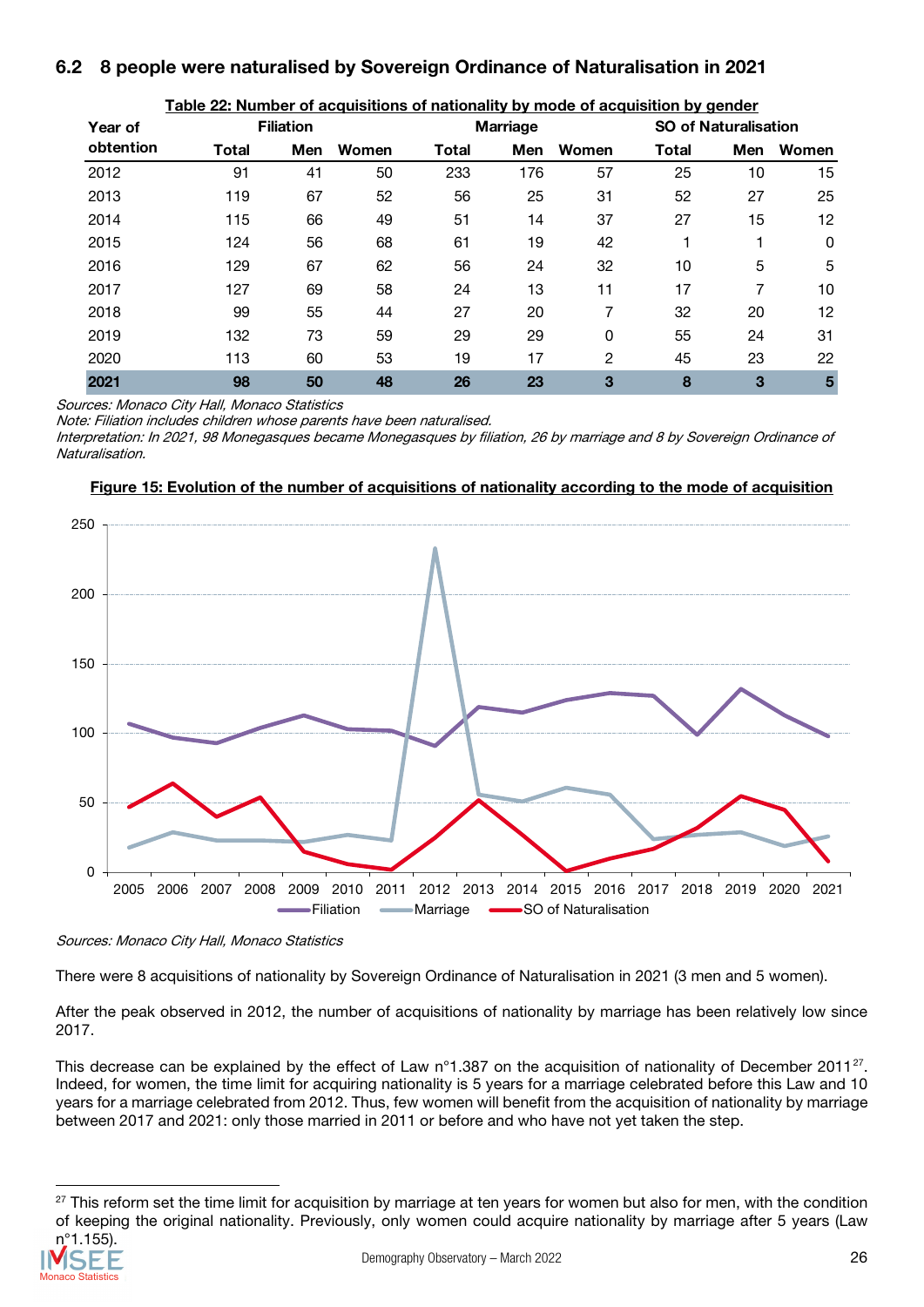## 6.2 8 people were naturalised by Sovereign Ordinance of Naturalisation in 2021

**Table 22: Number of acquisitions of nationality by mode of acquisition by gender**

| Year of obtention | Filiation | | | Marriage | | | SO of Naturalisation | | |
|---|---|---|---|---|---|---|---|---|---|
| | Total | Men | Women | Total | Men | Women | Total | Men | Women |
| 2012 | 91 | 41 | 50 | 233 | 176 | 57 | 25 | 10 | 15 |
| 2013 | 119 | 67 | 52 | 56 | 25 | 31 | 52 | 27 | 25 |
| 2014 | 115 | 66 | 49 | 51 | 14 | 37 | 27 | 15 | 12 |
| 2015 | 124 | 56 | 68 | 61 | 19 | 42 | 1 | 1 | 0 |
| 2016 | 129 | 67 | 62 | 56 | 24 | 32 | 10 | 5 | 5 |
| 2017 | 127 | 69 | 58 | 24 | 13 | 11 | 17 | 7 | 10 |
| 2018 | 99 | 55 | 44 | 27 | 20 | 7 | 32 | 20 | 12 |
| 2019 | 132 | 73 | 59 | 29 | 29 | 0 | 55 | 24 | 31 |
| 2020 | 113 | 60 | 53 | 19 | 17 | 2 | 45 | 23 | 22 |
| **2021** | **98** | **50** | **48** | **26** | **23** | **3** | **8** | **3** | **5** |

*Sources: Monaco City Hall, Monaco Statistics*
*Note: Filiation includes children whose parents have been naturalised.*
*Interpretation: In 2021, 98 Monegasques became Monegasques by filiation, 26 by marriage and 8 by Sovereign Ordinance of Naturalisation.*

**Figure 15: Evolution of the number of acquisitions of nationality according to the mode of acquisition**

*Sources: Monaco City Hall, Monaco Statistics*

There were 8 acquisitions of nationality by Sovereign Ordinance of Naturalisation in 2021 (3 men and 5 women).

After the peak observed in 2012, the number of acquisitions of nationality by marriage has been relatively low since 2017.

This decrease can be explained by the effect of Law n°1.387 on the acquisition of nationality of December 2011[27]. Indeed, for women, the time limit for acquiring nationality is 5 years for a marriage celebrated before this Law and 10 years for a marriage celebrated from 2012. Thus, few women will benefit from the acquisition of nationality by marriage between 2017 and 2021: only those married in 2011 or before and who have not yet taken the step.

[27] This reform set the time limit for acquisition by marriage at ten years for women but also for men, with the condition of keeping the original nationality. Previously, only women could acquire nationality by marriage after 5 years (Law n°1.155).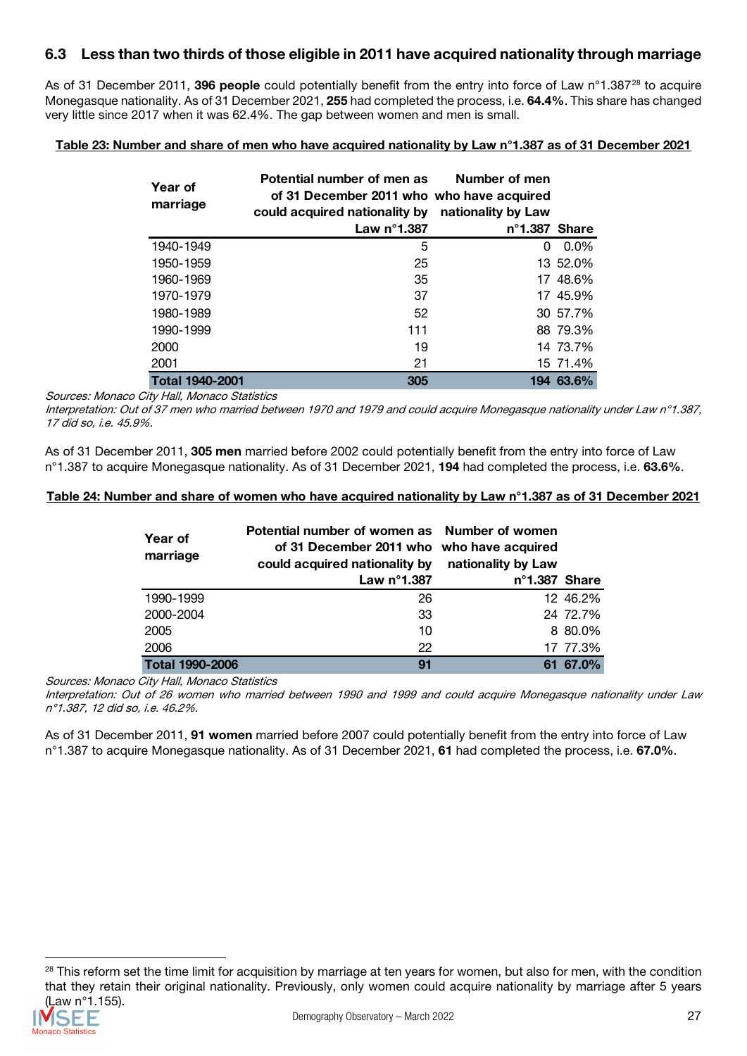## 6.3 Less than two thirds of those eligible in 2011 have acquired nationality through marriage

As of 31 December 2011, **396 people** could potentially benefit from the entry into force of Law n°1.387[28] to acquire Monegasque nationality. As of 31 December 2021, **255** had completed the process, i.e. **64.4%**. This share has changed very little since 2017 when it was 62.4%. The gap between women and men is small.

**Table 23: Number and share of men who have acquired nationality by Law n°1.387 as of 31 December 2021**

| Year of marriage | Potential number of men as of 31 December 2011 who could acquired nationality by Law n°1.387 | Number of men who have acquired nationality by Law n°1.387 | Share |
|---|---|---|---|
| 1940-1949 | 5 | 0 | 0.0% |
| 1950-1959 | 25 | 13 | 52.0% |
| 1960-1969 | 35 | 17 | 48.6% |
| 1970-1979 | 37 | 17 | 45.9% |
| 1980-1989 | 52 | 30 | 57.7% |
| 1990-1999 | 111 | 88 | 79.3% |
| 2000 | 19 | 14 | 73.7% |
| 2001 | 21 | 15 | 71.4% |
| **Total 1940-2001** | **305** | **194** | **63.6%** |

*Sources: Monaco City Hall, Monaco Statistics*
*Interpretation: Out of 37 men who married between 1970 and 1979 and could acquire Monegasque nationality under Law n°1.387, 17 did so, i.e. 45.9%.*

As of 31 December 2011, **305 men** married before 2002 could potentially benefit from the entry into force of Law n°1.387 to acquire Monegasque nationality. As of 31 December 2021, **194** had completed the process, i.e. **63.6%**.

**Table 24: Number and share of women who have acquired nationality by Law n°1.387 as of 31 December 2021**

| Year of marriage | Potential number of women as of 31 December 2011 who could acquired nationality by Law n°1.387 | Number of women who have acquired nationality by Law n°1.387 | Share |
|---|---|---|---|
| 1990-1999 | 26 | 12 | 46.2% |
| 2000-2004 | 33 | 24 | 72.7% |
| 2005 | 10 | 8 | 80.0% |
| 2006 | 22 | 17 | 77.3% |
| **Total 1990-2006** | **91** | **61** | **67.0%** |

*Sources: Monaco City Hall, Monaco Statistics*
*Interpretation: Out of 26 women who married between 1990 and 1999 and could acquire Monegasque nationality under Law n°1.387, 12 did so, i.e. 46.2%.*

As of 31 December 2011, **91 women** married before 2007 could potentially benefit from the entry into force of Law n°1.387 to acquire Monegasque nationality. As of 31 December 2021, **61** had completed the process, i.e. **67.0%**.

[28] This reform set the time limit for acquisition by marriage at ten years for women, but also for men, with the condition that they retain their original nationality. Previously, only women could acquire nationality by marriage after 5 years (Law n°1.155).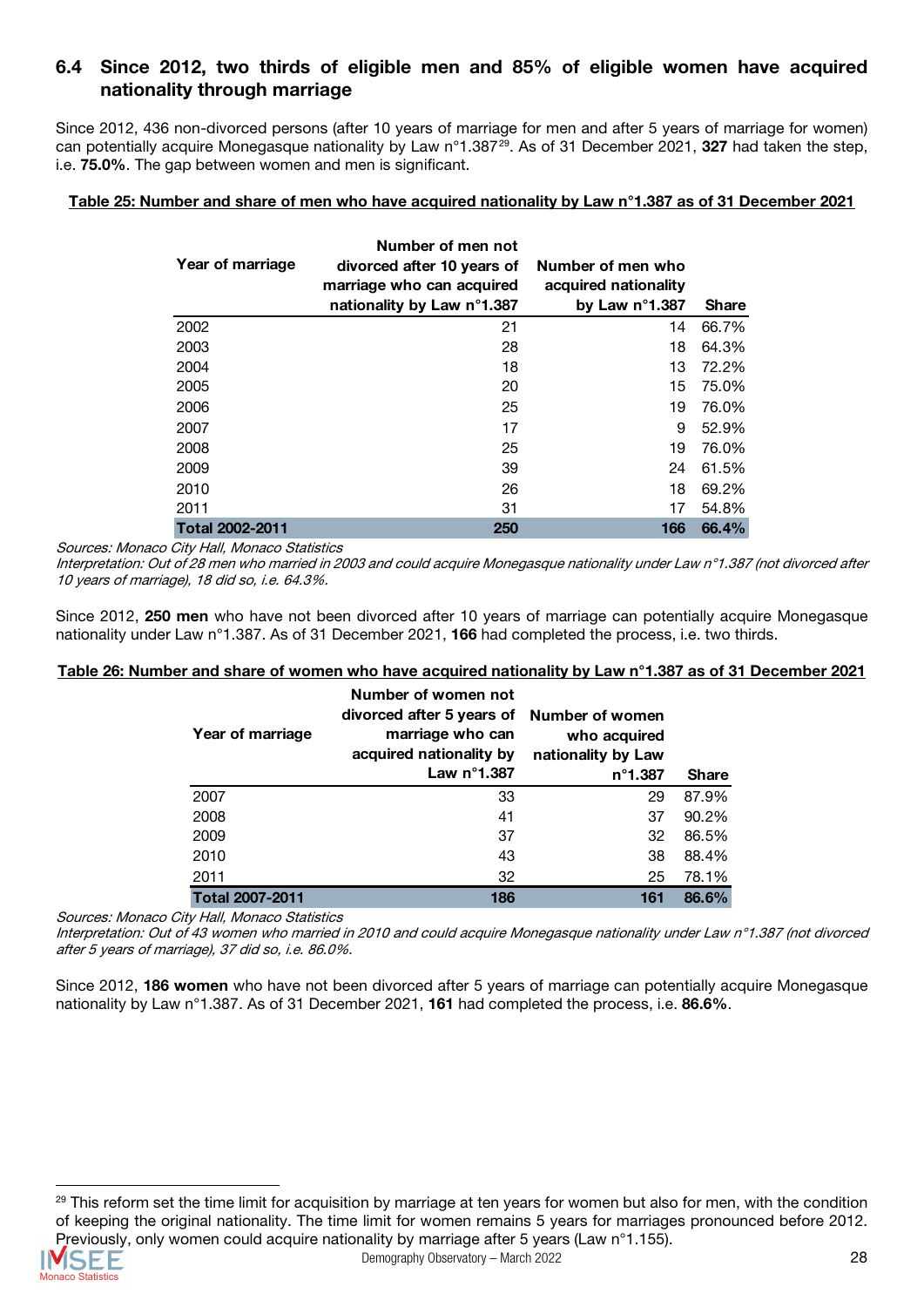## 6.4 Since 2012, two thirds of eligible men and 85% of eligible women have acquired nationality through marriage

Since 2012, 436 non-divorced persons (after 10 years of marriage for men and after 5 years of marriage for women) can potentially acquire Monegasque nationality by Law n°1.387[29]. As of 31 December 2021, **327** had taken the step, i.e. **75.0%**. The gap between women and men is significant.

**Table 25: Number and share of men who have acquired nationality by Law n°1.387 as of 31 December 2021**

| Year of marriage | Number of men not divorced after 10 years of marriage who can acquired nationality by Law n°1.387 | Number of men who acquired nationality by Law n°1.387 | Share |
|---|---|---|---|
| 2002 | 21 | 14 | 66.7% |
| 2003 | 28 | 18 | 64.3% |
| 2004 | 18 | 13 | 72.2% |
| 2005 | 20 | 15 | 75.0% |
| 2006 | 25 | 19 | 76.0% |
| 2007 | 17 | 9 | 52.9% |
| 2008 | 25 | 19 | 76.0% |
| 2009 | 39 | 24 | 61.5% |
| 2010 | 26 | 18 | 69.2% |
| 2011 | 31 | 17 | 54.8% |
| **Total 2002-2011** | **250** | **166** | **66.4%** |

*Sources: Monaco City Hall, Monaco Statistics*
*Interpretation: Out of 28 men who married in 2003 and could acquire Monegasque nationality under Law n°1.387 (not divorced after 10 years of marriage), 18 did so, i.e. 64.3%.*

Since 2012, **250 men** who have not been divorced after 10 years of marriage can potentially acquire Monegasque nationality under Law n°1.387. As of 31 December 2021, **166** had completed the process, i.e. two thirds.

**Table 26: Number and share of women who have acquired nationality by Law n°1.387 as of 31 December 2021**

| Year of marriage | Number of women not divorced after 5 years of marriage who can acquired nationality by Law n°1.387 | Number of women who acquired nationality by Law n°1.387 | Share |
|---|---|---|---|
| 2007 | 33 | 29 | 87.9% |
| 2008 | 41 | 37 | 90.2% |
| 2009 | 37 | 32 | 86.5% |
| 2010 | 43 | 38 | 88.4% |
| 2011 | 32 | 25 | 78.1% |
| **Total 2007-2011** | **186** | **161** | **86.6%** |

*Sources: Monaco City Hall, Monaco Statistics*
*Interpretation: Out of 43 women who married in 2010 and could acquire Monegasque nationality under Law n°1.387 (not divorced after 5 years of marriage), 37 did so, i.e. 86.0%.*

Since 2012, **186 women** who have not been divorced after 5 years of marriage can potentially acquire Monegasque nationality by Law n°1.387. As of 31 December 2021, **161** had completed the process, i.e. **86.6%**.

[29] This reform set the time limit for acquisition by marriage at ten years for women but also for men, with the condition of keeping the original nationality. The time limit for women remains 5 years for marriages pronounced before 2012. Previously, only women could acquire nationality by marriage after 5 years (Law n°1.155).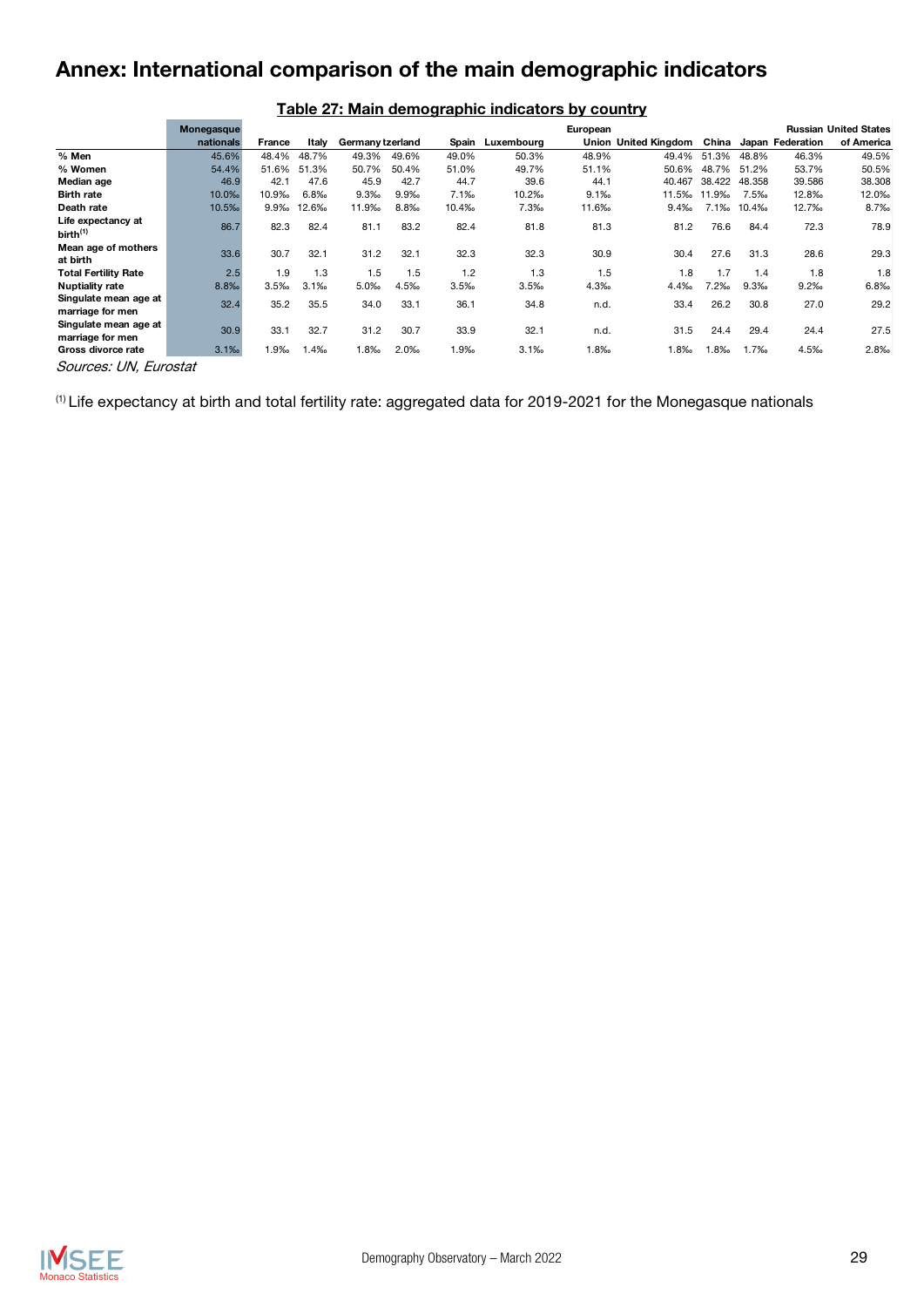# Annex: International comparison of the main demographic indicators

**Table 27: Main demographic indicators by country**

| | Monegasque nationals | France | Italy | Germany | Switzerland | Spain | Luxembourg | European Union | United Kingdom | China | Japan | Russian Federation | United States of America |
|---|---|---|---|---|---|---|---|---|---|---|---|---|---|
| % Men | 45.6% | 48.4% | 48.7% | 49.3% | 49.6% | 49.0% | 50.3% | 48.9% | 49.4% | 51.3% | 48.8% | 46.3% | 49.5% |
| % Women | 54.4% | 51.6% | 51.3% | 50.7% | 50.4% | 51.0% | 49.7% | 51.1% | 50.6% | 48.7% | 51.2% | 53.7% | 50.5% |
| Median age | 46.9 | 42.1 | 47.6 | 45.9 | 42.7 | 44.7 | 39.6 | 44.1 | 40.467 | 38.422 | 48.358 | 39.586 | 38.308 |
| Birth rate | 10.0‰ | 10.9‰ | 6.8‰ | 9.3‰ | 9.9‰ | 7.1‰ | 10.2‰ | 9.1‰ | 11.5‰ | 11.9‰ | 7.5‰ | 12.8‰ | 12.0‰ |
| Death rate | 10.5‰ | 9.9‰ | 12.6‰ | 11.9‰ | 8.8‰ | 10.4‰ | 7.3‰ | 11.6‰ | 9.4‰ | 7.1‰ | 10.4‰ | 12.7‰ | 8.7‰ |
| Life expectancy at birth[(1)] | 86.7 | 82.3 | 82.4 | 81.1 | 83.2 | 82.4 | 81.8 | 81.3 | 81.2 | 76.6 | 84.4 | 72.3 | 78.9 |
| Mean age of mothers at birth | 33.6 | 30.7 | 32.1 | 31.2 | 32.1 | 32.3 | 32.3 | 30.9 | 30.4 | 27.6 | 31.3 | 28.6 | 29.3 |
| Total Fertility Rate | 2.5 | 1.9 | 1.3 | 1.5 | 1.5 | 1.2 | 1.3 | 1.5 | 1.8 | 1.7 | 1.4 | 1.8 | 1.8 |
| Nuptiality rate | 8.8‰ | 3.5‰ | 3.1‰ | 5.0‰ | 4.5‰ | 3.5‰ | 3.5‰ | 4.3‰ | 4.4‰ | 7.2‰ | 9.3‰ | 9.2‰ | 6.8‰ |
| Singulate mean age at marriage for men | 32.4 | 35.2 | 35.5 | 34.0 | 33.1 | 36.1 | 34.8 | n.d. | 33.4 | 26.2 | 30.8 | 27.0 | 29.2 |
| Singulate mean age at marriage for men | 30.9 | 33.1 | 32.7 | 31.2 | 30.7 | 33.9 | 32.1 | n.d. | 31.5 | 24.4 | 29.4 | 24.4 | 27.5 |
| Gross divorce rate | 3.1‰ | 1.9‰ | 1.4‰ | 1.8‰ | 2.0‰ | 1.9‰ | 3.1‰ | 1.8‰ | 1.8‰ | 1.8‰ | 1.7‰ | 4.5‰ | 2.8‰ |

*Sources: UN, Eurostat*

[(1)] Life expectancy at birth and total fertility rate: aggregated data for 2019-2021 for the Monegasque nationals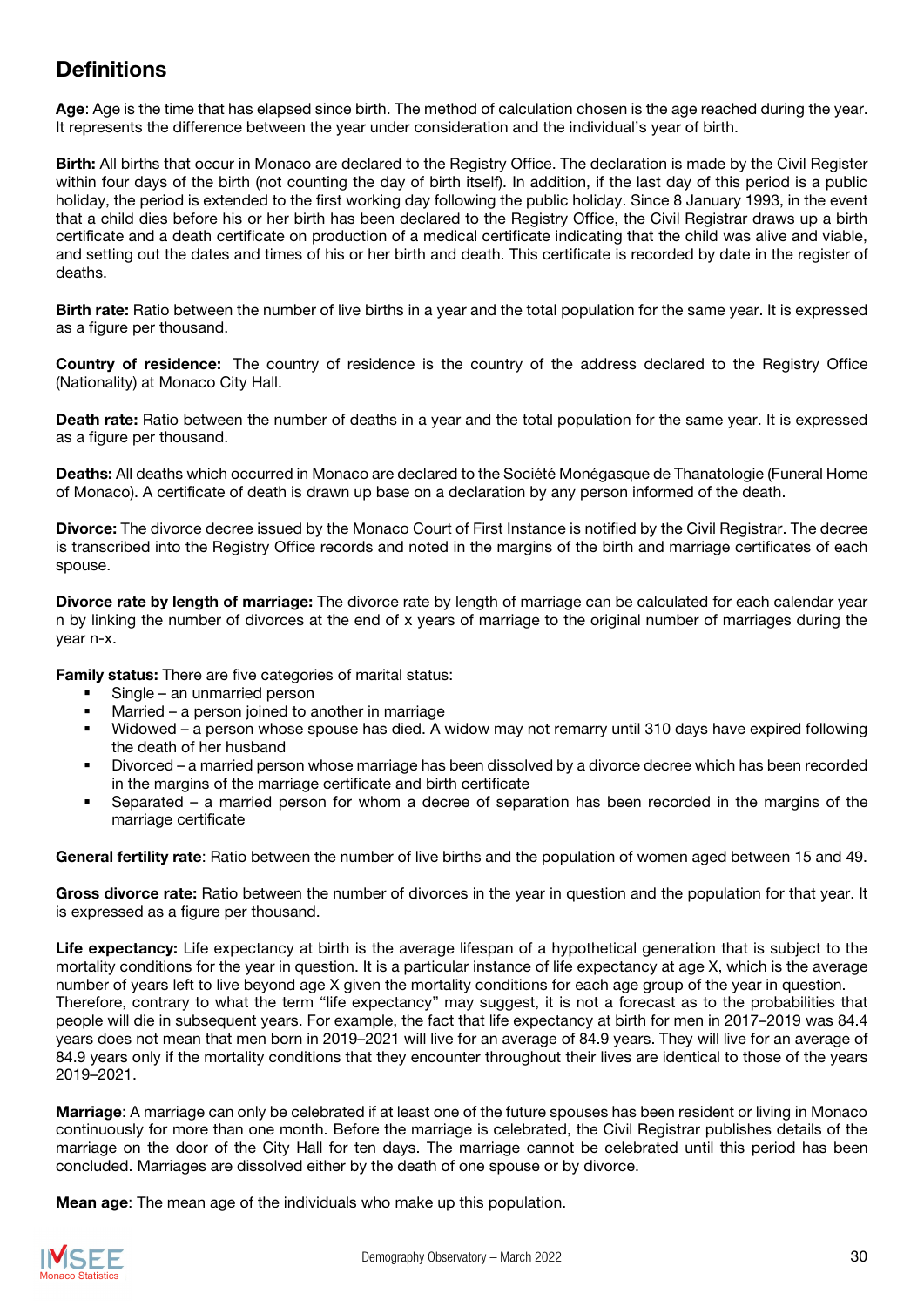## Definitions

**Age**: Age is the time that has elapsed since birth. The method of calculation chosen is the age reached during the year. It represents the difference between the year under consideration and the individual's year of birth.

**Birth:** All births that occur in Monaco are declared to the Registry Office. The declaration is made by the Civil Register within four days of the birth (not counting the day of birth itself). In addition, if the last day of this period is a public holiday, the period is extended to the first working day following the public holiday. Since 8 January 1993, in the event that a child dies before his or her birth has been declared to the Registry Office, the Civil Registrar draws up a birth certificate and a death certificate on production of a medical certificate indicating that the child was alive and viable, and setting out the dates and times of his or her birth and death. This certificate is recorded by date in the register of deaths.

**Birth rate:** Ratio between the number of live births in a year and the total population for the same year. It is expressed as a figure per thousand.

**Country of residence:** The country of residence is the country of the address declared to the Registry Office (Nationality) at Monaco City Hall.

**Death rate:** Ratio between the number of deaths in a year and the total population for the same year. It is expressed as a figure per thousand.

**Deaths:** All deaths which occurred in Monaco are declared to the Société Monégasque de Thanatologie (Funeral Home of Monaco). A certificate of death is drawn up base on a declaration by any person informed of the death.

**Divorce:** The divorce decree issued by the Monaco Court of First Instance is notified by the Civil Registrar. The decree is transcribed into the Registry Office records and noted in the margins of the birth and marriage certificates of each spouse.

**Divorce rate by length of marriage:** The divorce rate by length of marriage can be calculated for each calendar year n by linking the number of divorces at the end of x years of marriage to the original number of marriages during the year n-x.

**Family status:** There are five categories of marital status:

- Single – an unmarried person
- Married – a person joined to another in marriage
- Widowed – a person whose spouse has died. A widow may not remarry until 310 days have expired following the death of her husband
- Divorced – a married person whose marriage has been dissolved by a divorce decree which has been recorded in the margins of the marriage certificate and birth certificate
- Separated – a married person for whom a decree of separation has been recorded in the margins of the marriage certificate

**General fertility rate**: Ratio between the number of live births and the population of women aged between 15 and 49.

**Gross divorce rate:** Ratio between the number of divorces in the year in question and the population for that year. It is expressed as a figure per thousand.

**Life expectancy:** Life expectancy at birth is the average lifespan of a hypothetical generation that is subject to the mortality conditions for the year in question. It is a particular instance of life expectancy at age X, which is the average number of years left to live beyond age X given the mortality conditions for each age group of the year in question. Therefore, contrary to what the term "life expectancy" may suggest, it is not a forecast as to the probabilities that people will die in subsequent years. For example, the fact that life expectancy at birth for men in 2017–2019 was 84.4 years does not mean that men born in 2019–2021 will live for an average of 84.9 years. They will live for an average of 84.9 years only if the mortality conditions that they encounter throughout their lives are identical to those of the years 2019–2021.

**Marriage**: A marriage can only be celebrated if at least one of the future spouses has been resident or living in Monaco continuously for more than one month. Before the marriage is celebrated, the Civil Registrar publishes details of the marriage on the door of the City Hall for ten days. The marriage cannot be celebrated until this period has been concluded. Marriages are dissolved either by the death of one spouse or by divorce.

**Mean age**: The mean age of the individuals who make up this population.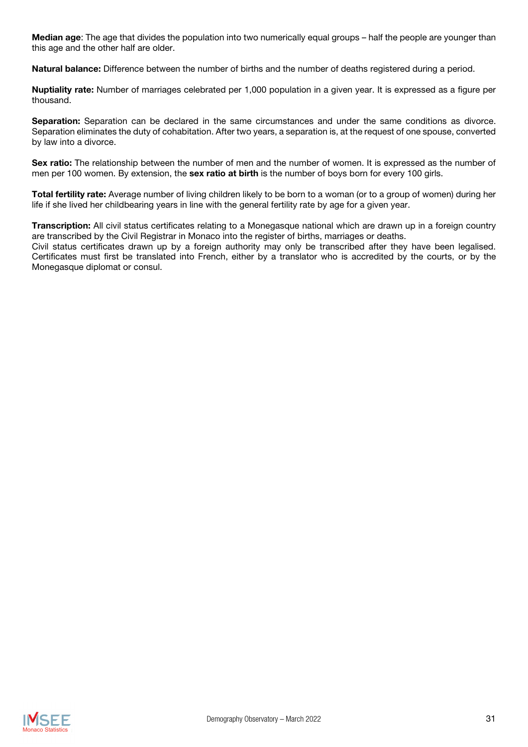**Median age**: The age that divides the population into two numerically equal groups – half the people are younger than this age and the other half are older.

**Natural balance:** Difference between the number of births and the number of deaths registered during a period.

**Nuptiality rate:** Number of marriages celebrated per 1,000 population in a given year. It is expressed as a figure per thousand.

**Separation:** Separation can be declared in the same circumstances and under the same conditions as divorce. Separation eliminates the duty of cohabitation. After two years, a separation is, at the request of one spouse, converted by law into a divorce.

**Sex ratio:** The relationship between the number of men and the number of women. It is expressed as the number of men per 100 women. By extension, the **sex ratio at birth** is the number of boys born for every 100 girls.

**Total fertility rate:** Average number of living children likely to be born to a woman (or to a group of women) during her life if she lived her childbearing years in line with the general fertility rate by age for a given year.

**Transcription:** All civil status certificates relating to a Monegasque national which are drawn up in a foreign country are transcribed by the Civil Registrar in Monaco into the register of births, marriages or deaths.
Civil status certificates drawn up by a foreign authority may only be transcribed after they have been legalised. Certificates must first be translated into French, either by a translator who is accredited by the courts, or by the Monegasque diplomat or consul.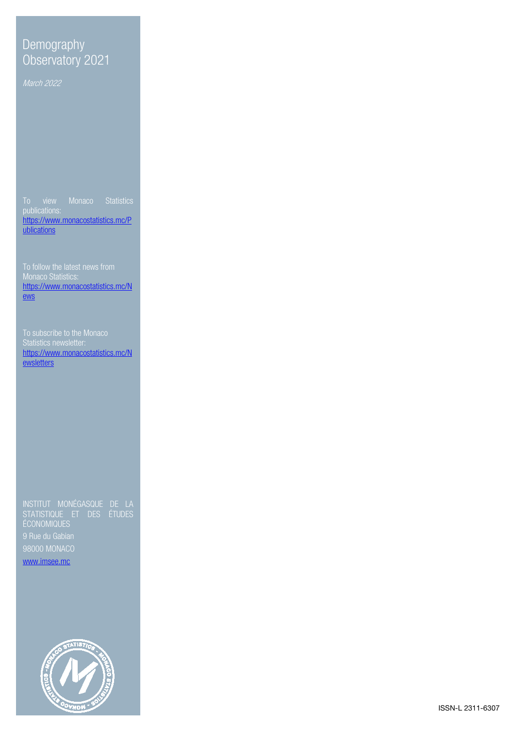# Demography Observatory 2021

*March 2022*

To view Monaco Statistics publications:
[https://www.monacostatistics.mc/Publications](https://www.monacostatistics.mc/Publications)

To follow the latest news from Monaco Statistics:
[https://www.monacostatistics.mc/News](https://www.monacostatistics.mc/News)

To subscribe to the Monaco Statistics newsletter:
[https://www.monacostatistics.mc/Newsletters](https://www.monacostatistics.mc/Newsletters)

INSTITUT MONÉGASQUE DE LA STATISTIQUE ET DES ÉTUDES ÉCONOMIQUES
9 Rue du Gabian
98000 MONACO
[www.imsee.mc](http://www.imsee.mc)

ISSN-L 2311-6307